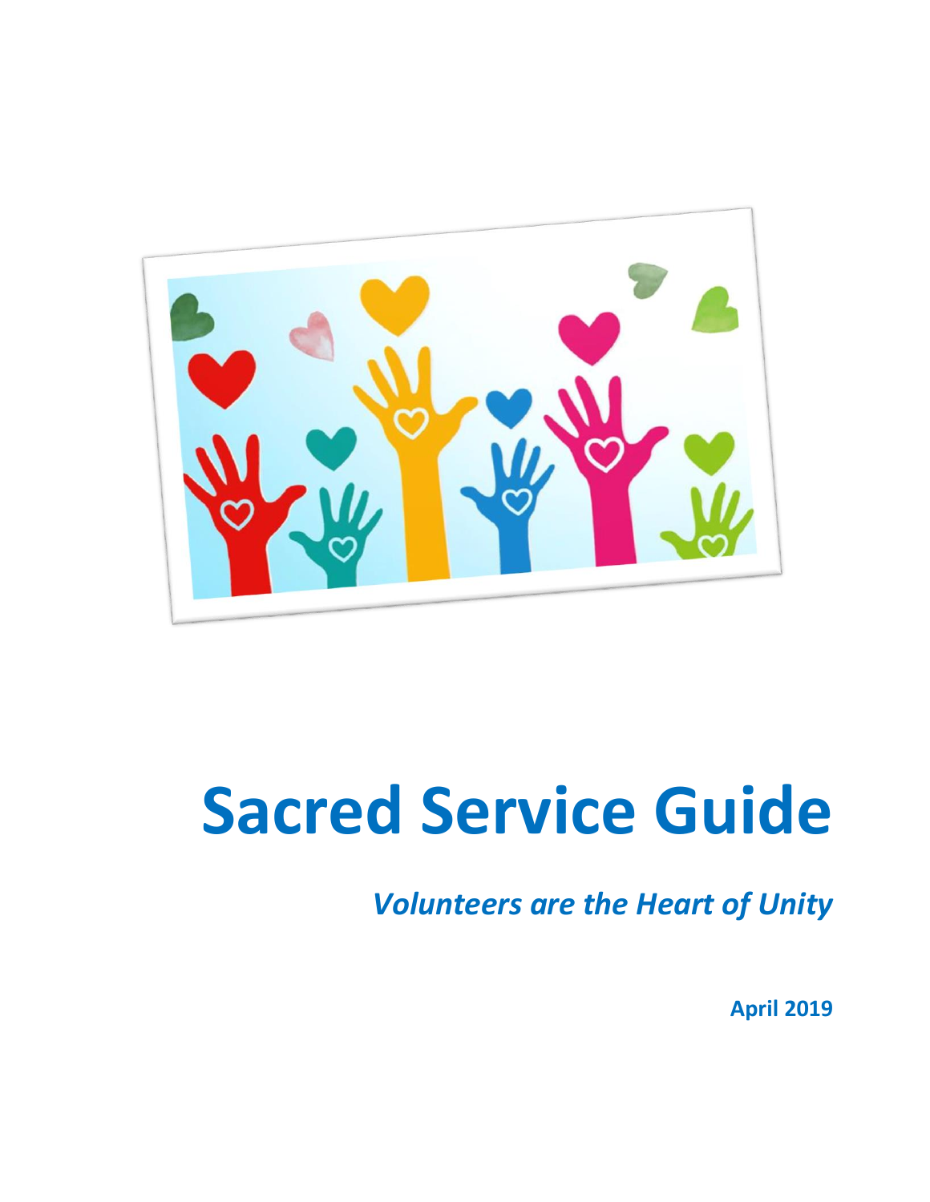# Sacred Service Guide

*Volunteers are the Heart of Unity*

**April 2019**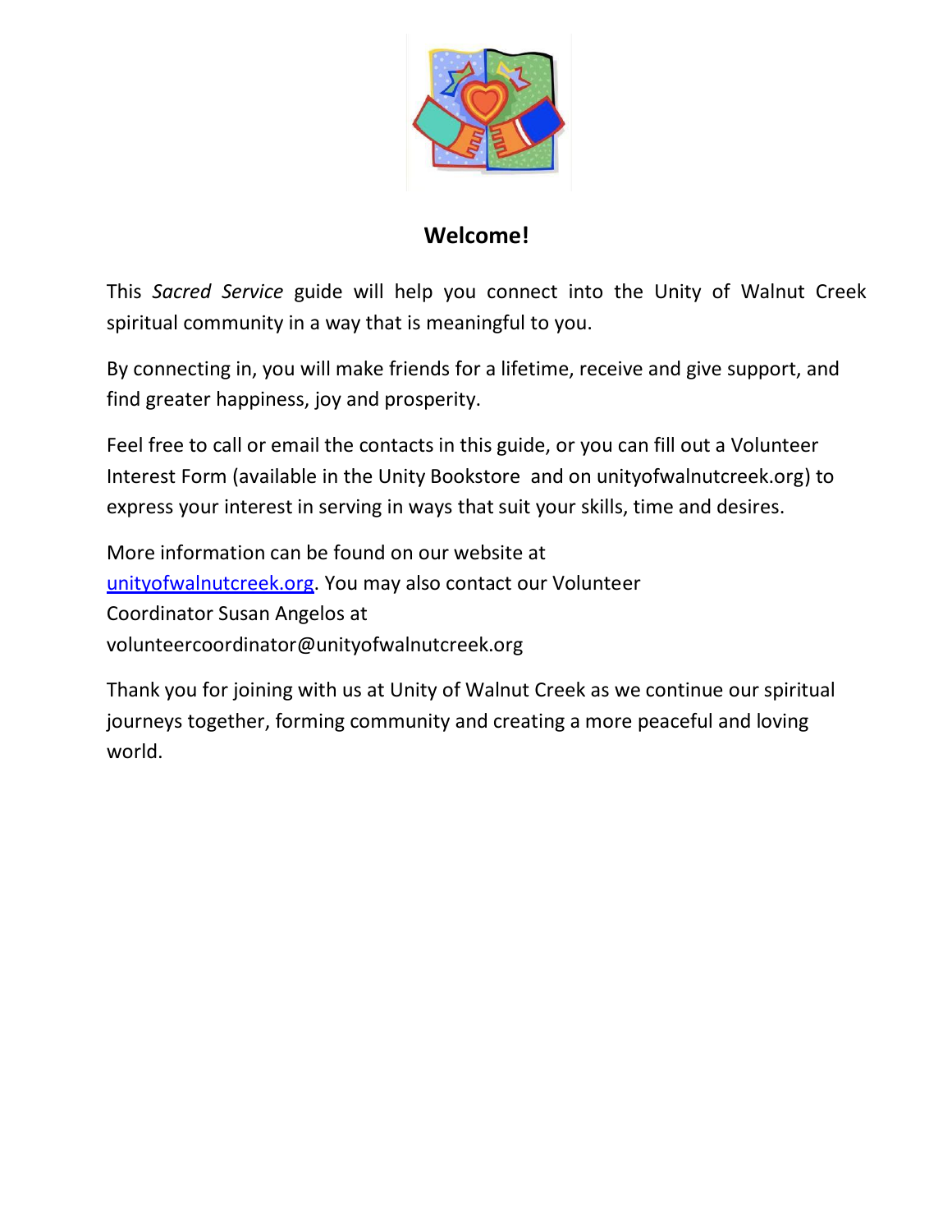# Welcome!

This *Sacred Service* guide will help you connect into the Unity of Walnut Creek spiritual community in a way that is meaningful to you.

By connecting in, you will make friends for a lifetime, receive and give support, and find greater happiness, joy and prosperity.

Feel free to call or email the contacts in this guide, or you can fill out a Volunteer Interest Form (available in the Unity Bookstore and on unityofwalnutcreek.org) to express your interest in serving in ways that suit your skills, time and desires.

More information can be found on our website at unityofwalnutcreek.org. You may also contact our Volunteer Coordinator Susan Angelos at volunteercoordinator@unityofwalnutcreek.org

Thank you for joining with us at Unity of Walnut Creek as we continue our spiritual journeys together, forming community and creating a more peaceful and loving world.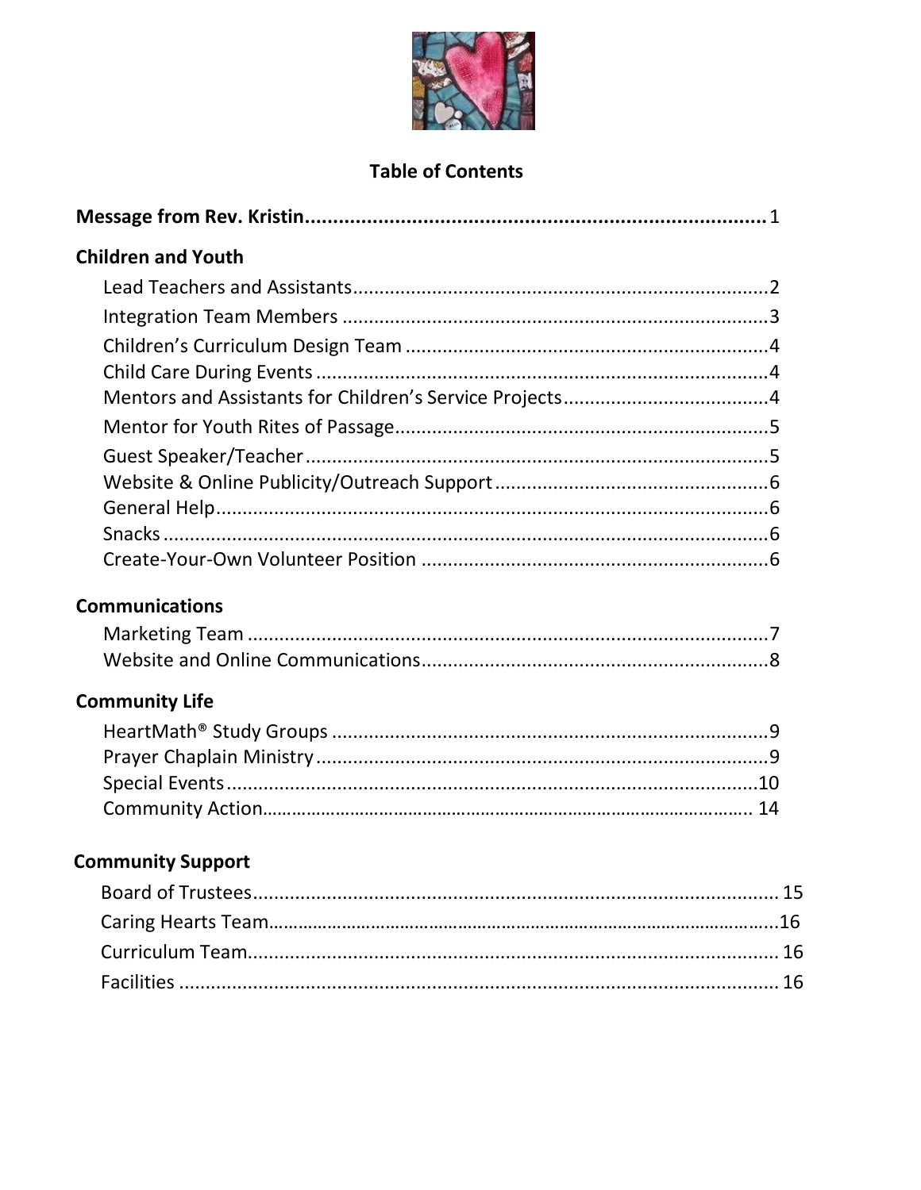## Table of Contents

**Message from Rev. Kristin**........................................................................ 1

**Children and Youth**

- Lead Teachers and Assistants........................................................................ 2
- Integration Team Members ........................................................................ 3
- Children's Curriculum Design Team ........................................................................ 4
- Child Care During Events ........................................................................ 4
- Mentors and Assistants for Children's Service Projects........................................ 4
- Mentor for Youth Rites of Passage........................................................................ 5
- Guest Speaker/Teacher........................................................................ 5
- Website & Online Publicity/Outreach Support ........................................ 6
- General Help........................................................................ 6
- Snacks ........................................................................ 6
- Create-Your-Own Volunteer Position ........................................................................ 6

**Communications**

- Marketing Team ........................................................................ 7
- Website and Online Communications........................................................................ 8

**Community Life**

- HeartMath® Study Groups ........................................................................ 9
- Prayer Chaplain Ministry........................................................................ 9
- Special Events........................................................................ 10
- Community Action........................................................................ 14

**Community Support**

- Board of Trustees........................................................................ 15
- Caring Hearts Team........................................................................ 16
- Curriculum Team........................................................................ 16
- Facilities ........................................................................ 16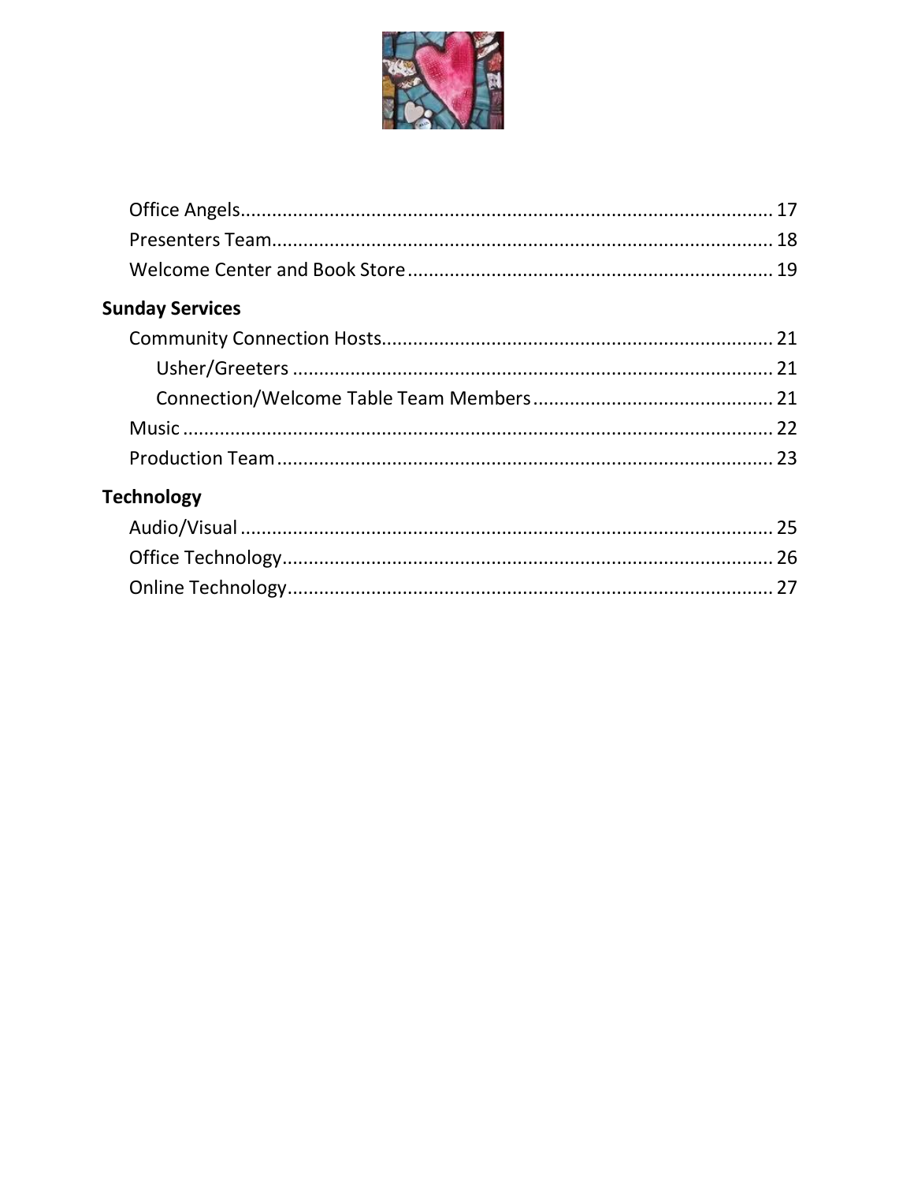Office Angels.......... 17
Presenters Team.......... 18
Welcome Center and Book Store.......... 19

**Sunday Services**

Community Connection Hosts.......... 21
- Usher/Greeters.......... 21
- Connection/Welcome Table Team Members.......... 21

Music.......... 22
Production Team.......... 23

**Technology**

Audio/Visual.......... 25
Office Technology.......... 26
Online Technology.......... 27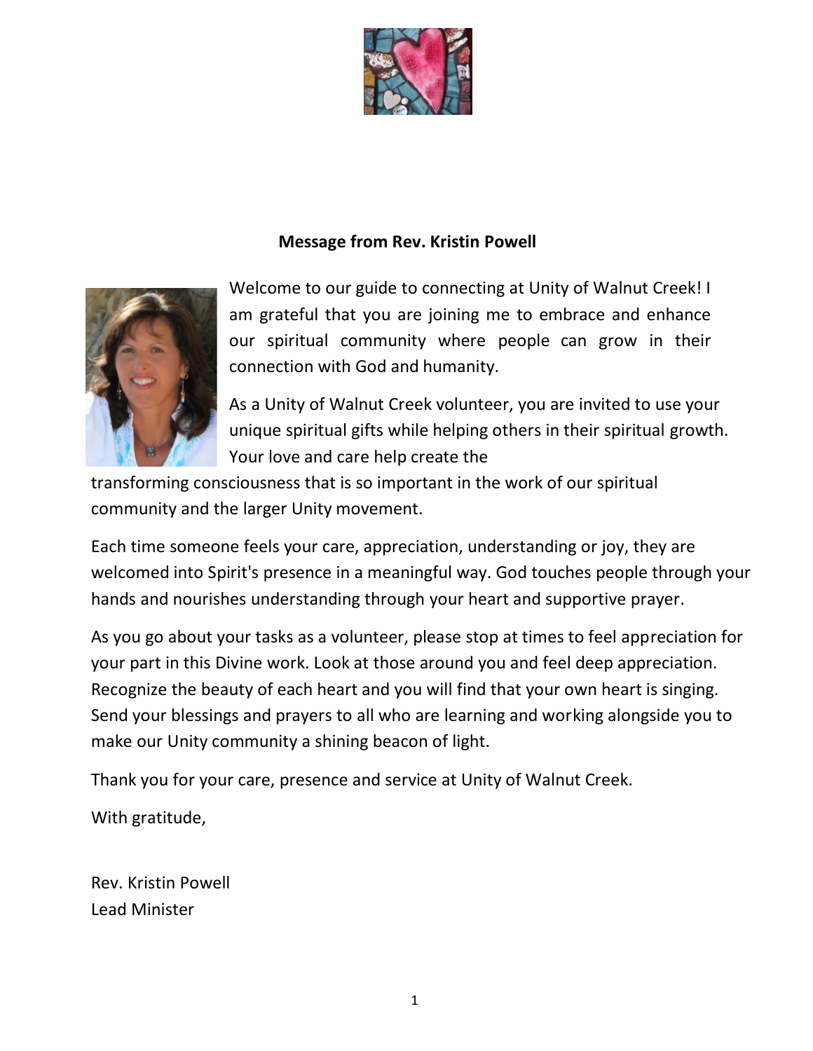## Message from Rev. Kristin Powell

Welcome to our guide to connecting at Unity of Walnut Creek! I am grateful that you are joining me to embrace and enhance our spiritual community where people can grow in their connection with God and humanity.

As a Unity of Walnut Creek volunteer, you are invited to use your unique spiritual gifts while helping others in their spiritual growth. Your love and care help create the transforming consciousness that is so important in the work of our spiritual community and the larger Unity movement.

Each time someone feels your care, appreciation, understanding or joy, they are welcomed into Spirit's presence in a meaningful way. God touches people through your hands and nourishes understanding through your heart and supportive prayer.

As you go about your tasks as a volunteer, please stop at times to feel appreciation for your part in this Divine work. Look at those around you and feel deep appreciation. Recognize the beauty of each heart and you will find that your own heart is singing. Send your blessings and prayers to all who are learning and working alongside you to make our Unity community a shining beacon of light.

Thank you for your care, presence and service at Unity of Walnut Creek.

With gratitude,

Rev. Kristin Powell
Lead Minister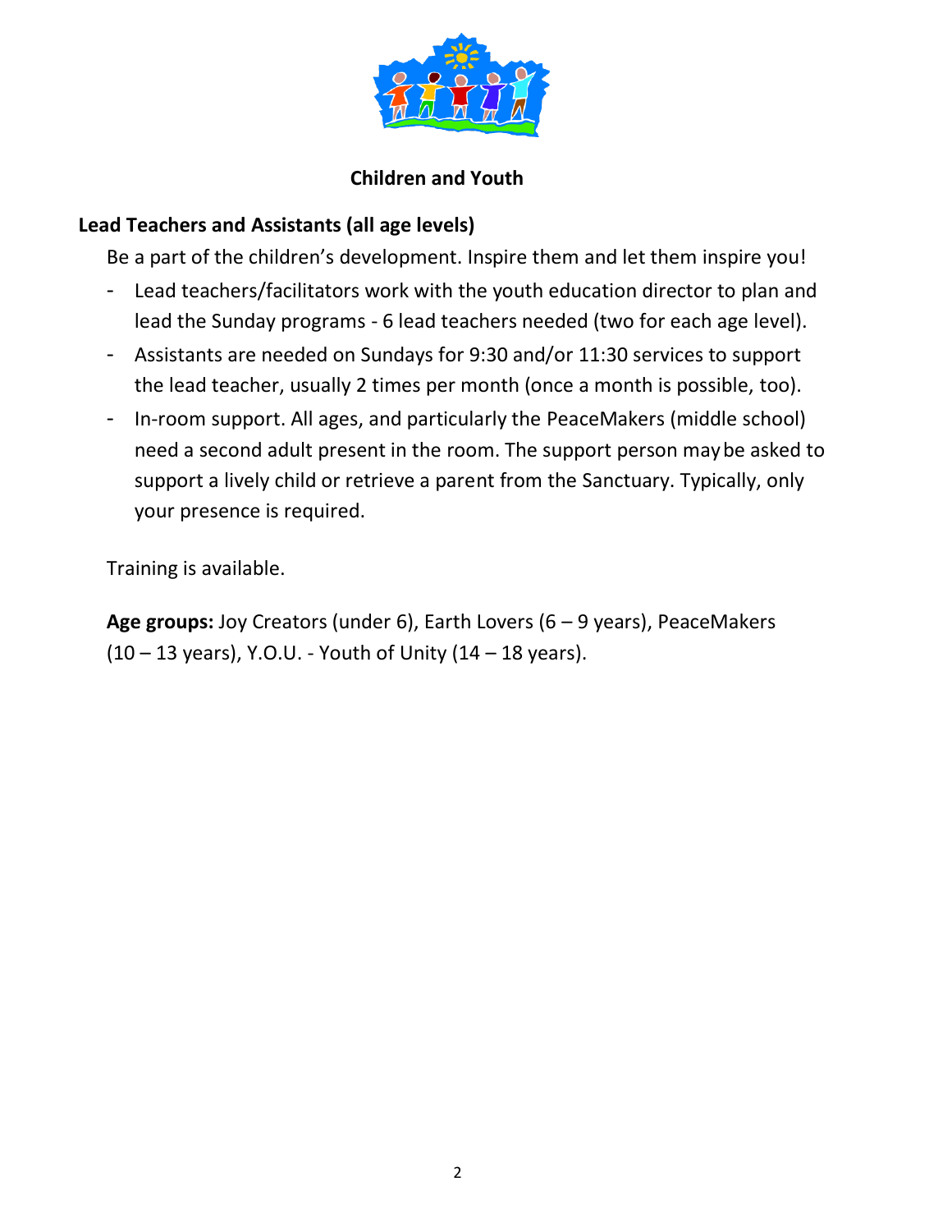## Children and Youth

### Lead Teachers and Assistants (all age levels)

Be a part of the children's development. Inspire them and let them inspire you!

- Lead teachers/facilitators work with the youth education director to plan and lead the Sunday programs - 6 lead teachers needed (two for each age level).
- Assistants are needed on Sundays for 9:30 and/or 11:30 services to support the lead teacher, usually 2 times per month (once a month is possible, too).
- In-room support. All ages, and particularly the PeaceMakers (middle school) need a second adult present in the room. The support person may be asked to support a lively child or retrieve a parent from the Sanctuary. Typically, only your presence is required.

Training is available.

**Age groups:** Joy Creators (under 6), Earth Lovers (6 – 9 years), PeaceMakers (10 – 13 years), Y.O.U. - Youth of Unity (14 – 18 years).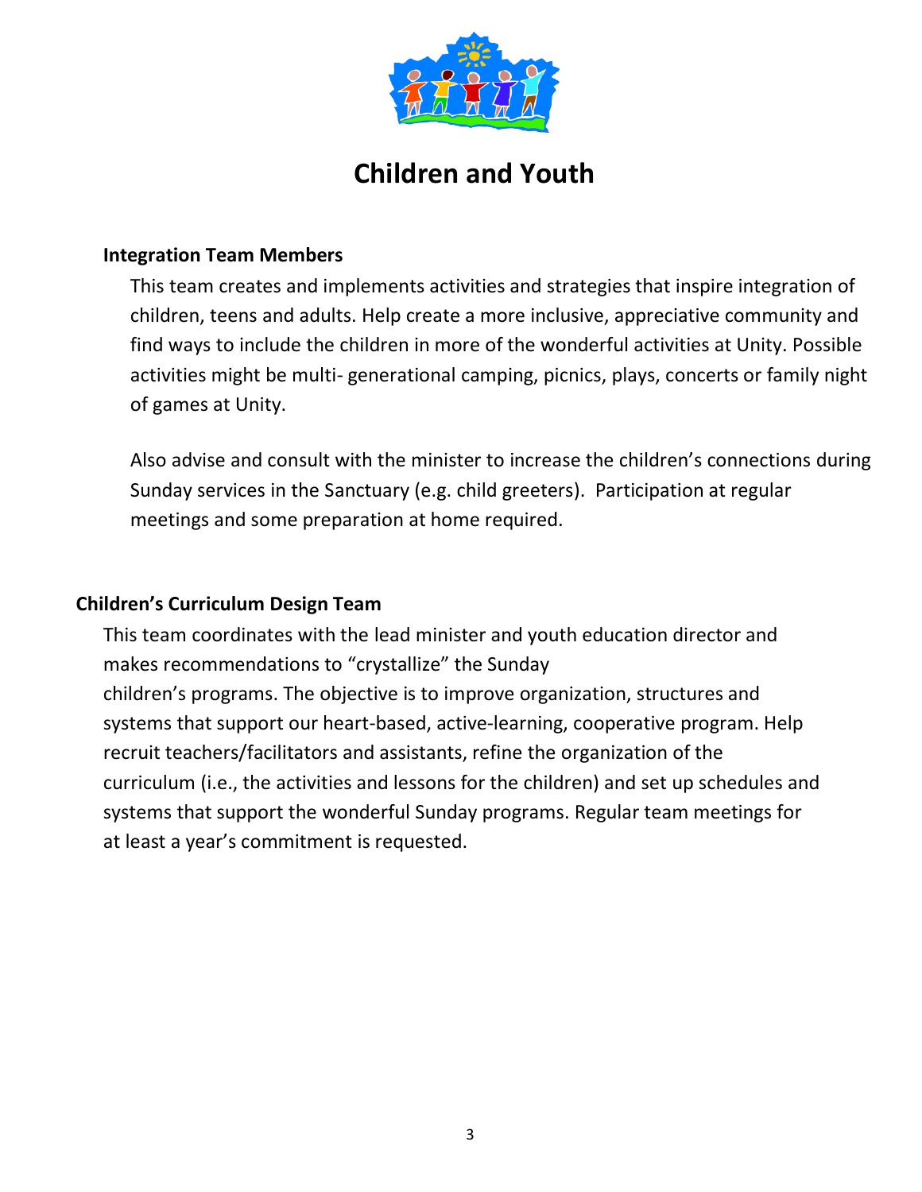# Children and Youth

### Integration Team Members

This team creates and implements activities and strategies that inspire integration of children, teens and adults. Help create a more inclusive, appreciative community and find ways to include the children in more of the wonderful activities at Unity. Possible activities might be multi- generational camping, picnics, plays, concerts or family night of games at Unity.

Also advise and consult with the minister to increase the children's connections during Sunday services in the Sanctuary (e.g. child greeters). Participation at regular meetings and some preparation at home required.

### Children's Curriculum Design Team

This team coordinates with the lead minister and youth education director and makes recommendations to "crystallize" the Sunday children's programs. The objective is to improve organization, structures and systems that support our heart-based, active-learning, cooperative program. Help recruit teachers/facilitators and assistants, refine the organization of the curriculum (i.e., the activities and lessons for the children) and set up schedules and systems that support the wonderful Sunday programs. Regular team meetings for at least a year's commitment is requested.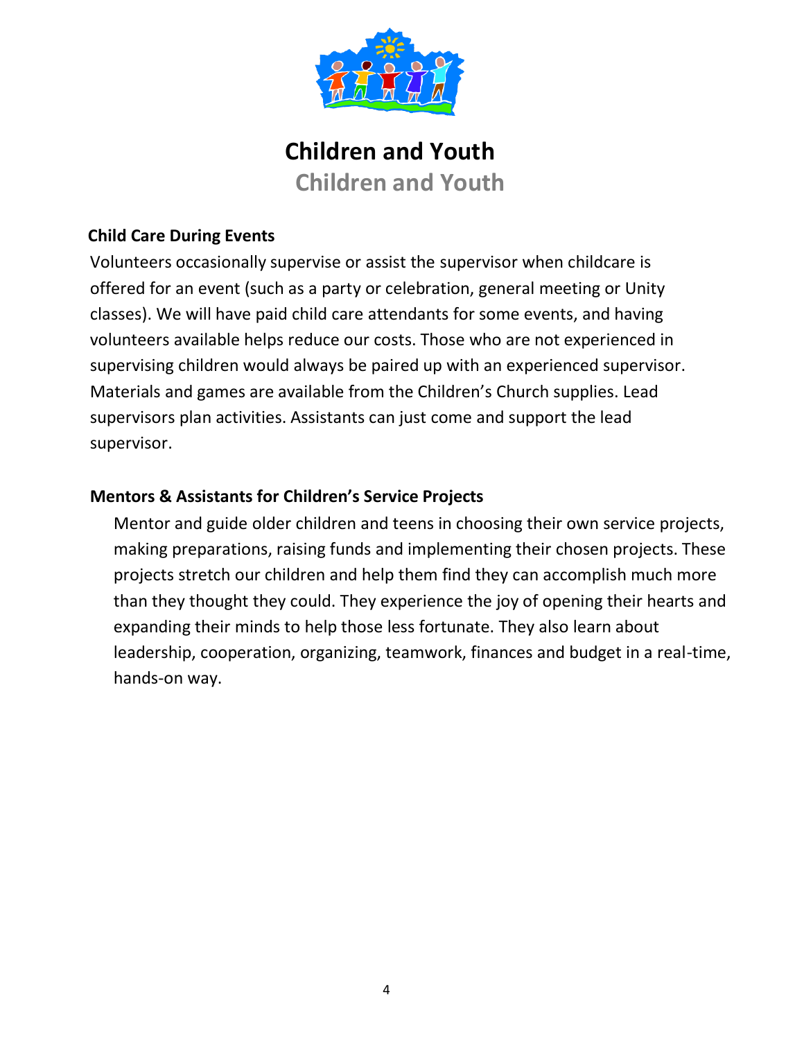# Children and Youth

## Children and Youth

### Child Care During Events

Volunteers occasionally supervise or assist the supervisor when childcare is offered for an event (such as a party or celebration, general meeting or Unity classes). We will have paid child care attendants for some events, and having volunteers available helps reduce our costs. Those who are not experienced in supervising children would always be paired up with an experienced supervisor. Materials and games are available from the Children's Church supplies. Lead supervisors plan activities. Assistants can just come and support the lead supervisor.

### Mentors & Assistants for Children's Service Projects

Mentor and guide older children and teens in choosing their own service projects, making preparations, raising funds and implementing their chosen projects. These projects stretch our children and help them find they can accomplish much more than they thought they could. They experience the joy of opening their hearts and expanding their minds to help those less fortunate. They also learn about leadership, cooperation, organizing, teamwork, finances and budget in a real-time, hands-on way.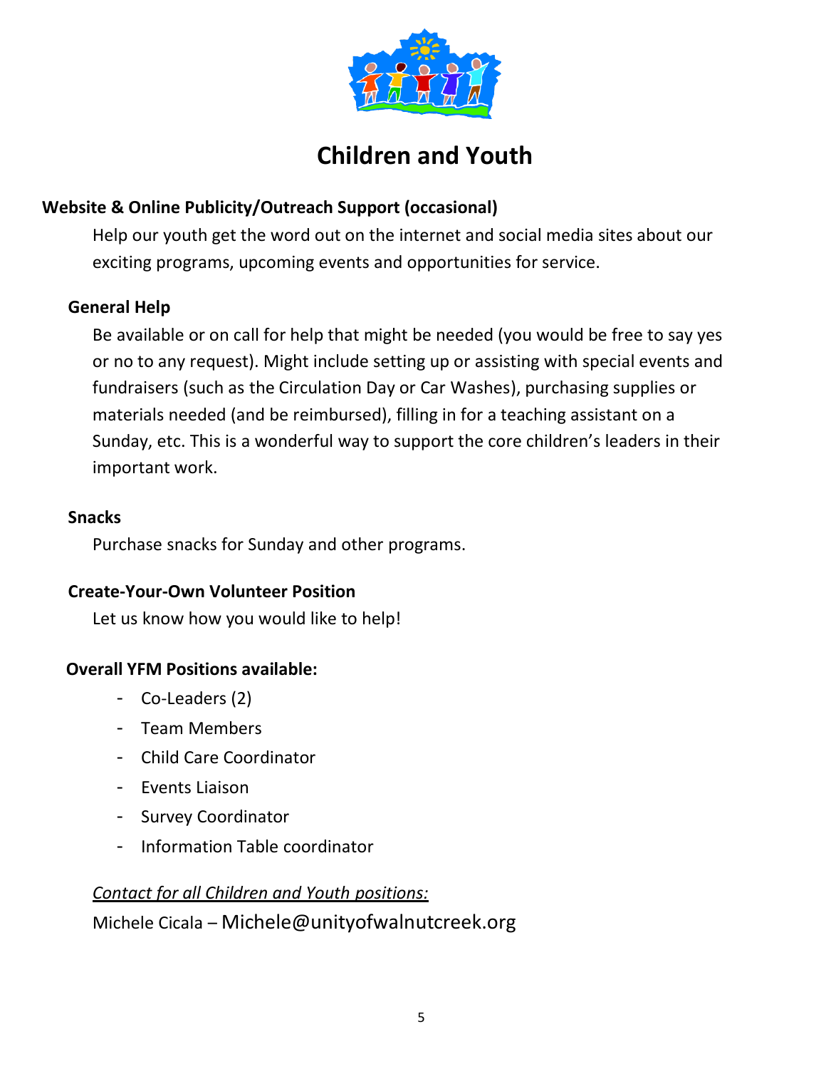# Children and Youth

**Website & Online Publicity/Outreach Support (occasional)**

Help our youth get the word out on the internet and social media sites about our exciting programs, upcoming events and opportunities for service.

**General Help**

Be available or on call for help that might be needed (you would be free to say yes or no to any request). Might include setting up or assisting with special events and fundraisers (such as the Circulation Day or Car Washes), purchasing supplies or materials needed (and be reimbursed), filling in for a teaching assistant on a Sunday, etc. This is a wonderful way to support the core children's leaders in their important work.

**Snacks**

Purchase snacks for Sunday and other programs.

**Create-Your-Own Volunteer Position**

Let us know how you would like to help!

**Overall YFM Positions available:**

- Co-Leaders (2)
- Team Members
- Child Care Coordinator
- Events Liaison
- Survey Coordinator
- Information Table coordinator

*Contact for all Children and Youth positions:*

Michele Cicala – Michele@unityofwalnutcreek.org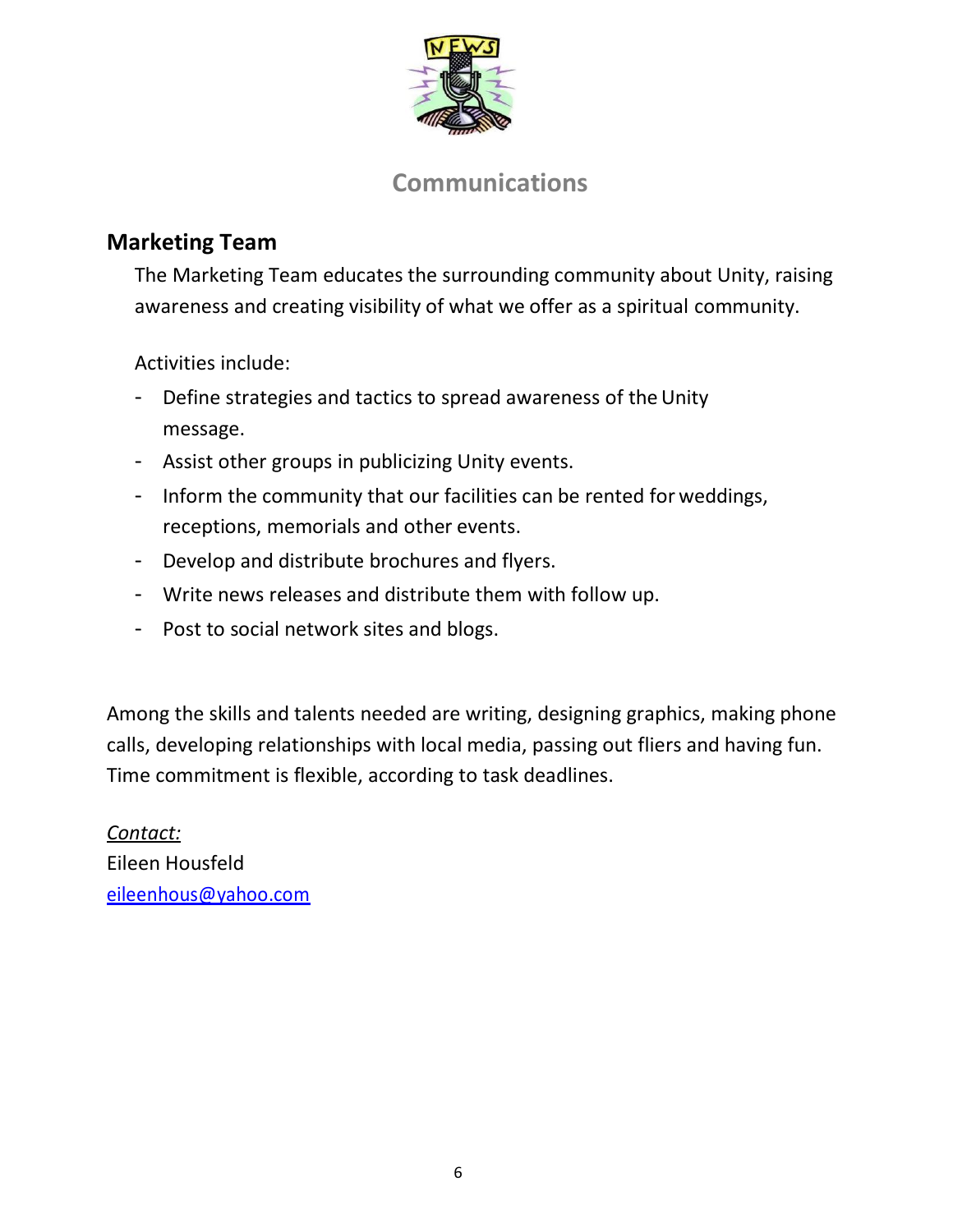# Communications

## Marketing Team

The Marketing Team educates the surrounding community about Unity, raising awareness and creating visibility of what we offer as a spiritual community.

Activities include:

- Define strategies and tactics to spread awareness of the Unity message.
- Assist other groups in publicizing Unity events.
- Inform the community that our facilities can be rented for weddings, receptions, memorials and other events.
- Develop and distribute brochures and flyers.
- Write news releases and distribute them with follow up.
- Post to social network sites and blogs.

Among the skills and talents needed are writing, designing graphics, making phone calls, developing relationships with local media, passing out fliers and having fun. Time commitment is flexible, according to task deadlines.

*Contact:*
Eileen Housfeld
eileenhous@yahoo.com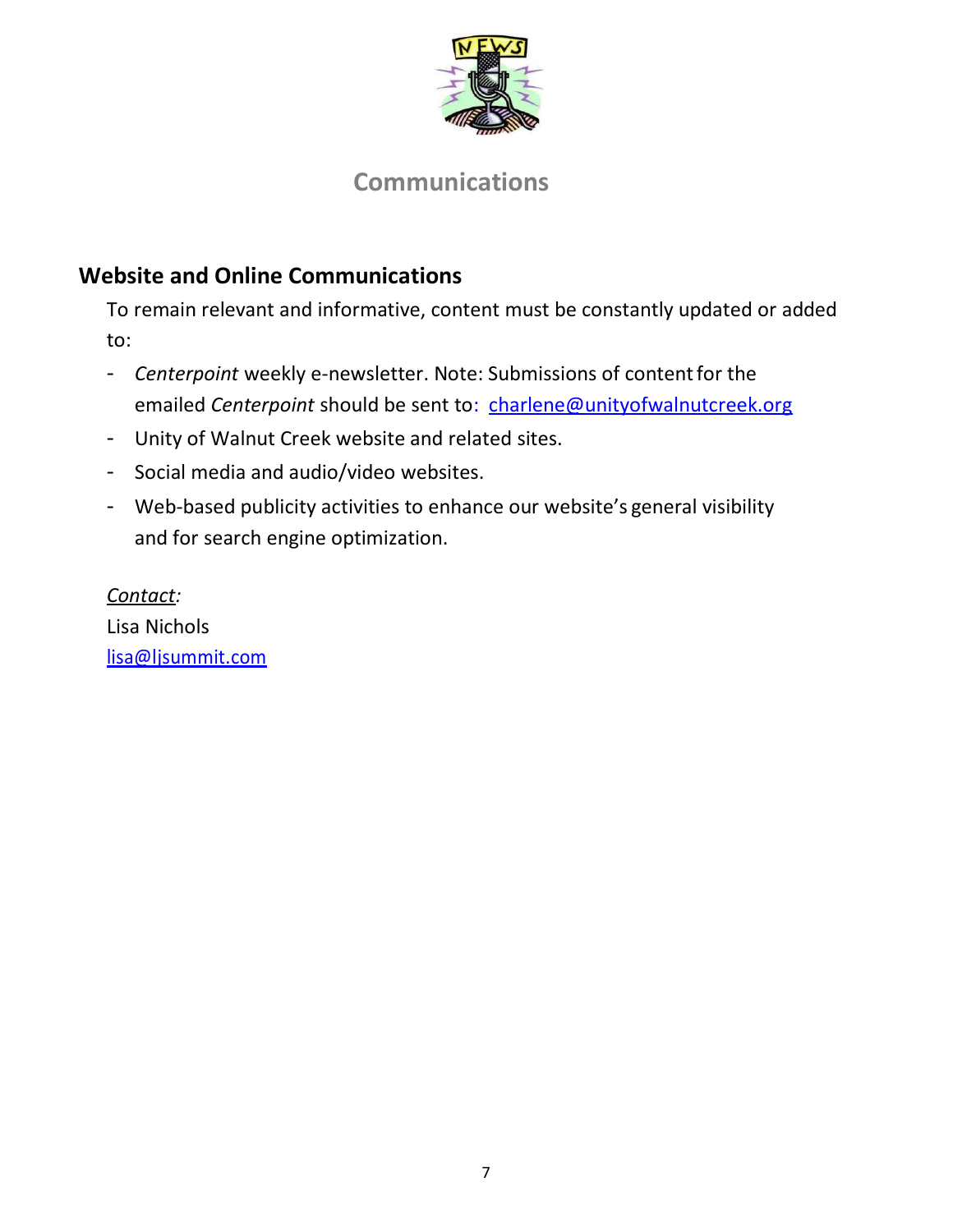# Communications

## Website and Online Communications

To remain relevant and informative, content must be constantly updated or added to:

- *Centerpoint* weekly e-newsletter. Note: Submissions of content for the emailed *Centerpoint* should be sent to: charlene@unityofwalnutcreek.org
- Unity of Walnut Creek website and related sites.
- Social media and audio/video websites.
- Web-based publicity activities to enhance our website's general visibility and for search engine optimization.

*Contact:*
Lisa Nichols
lisa@ljsummit.com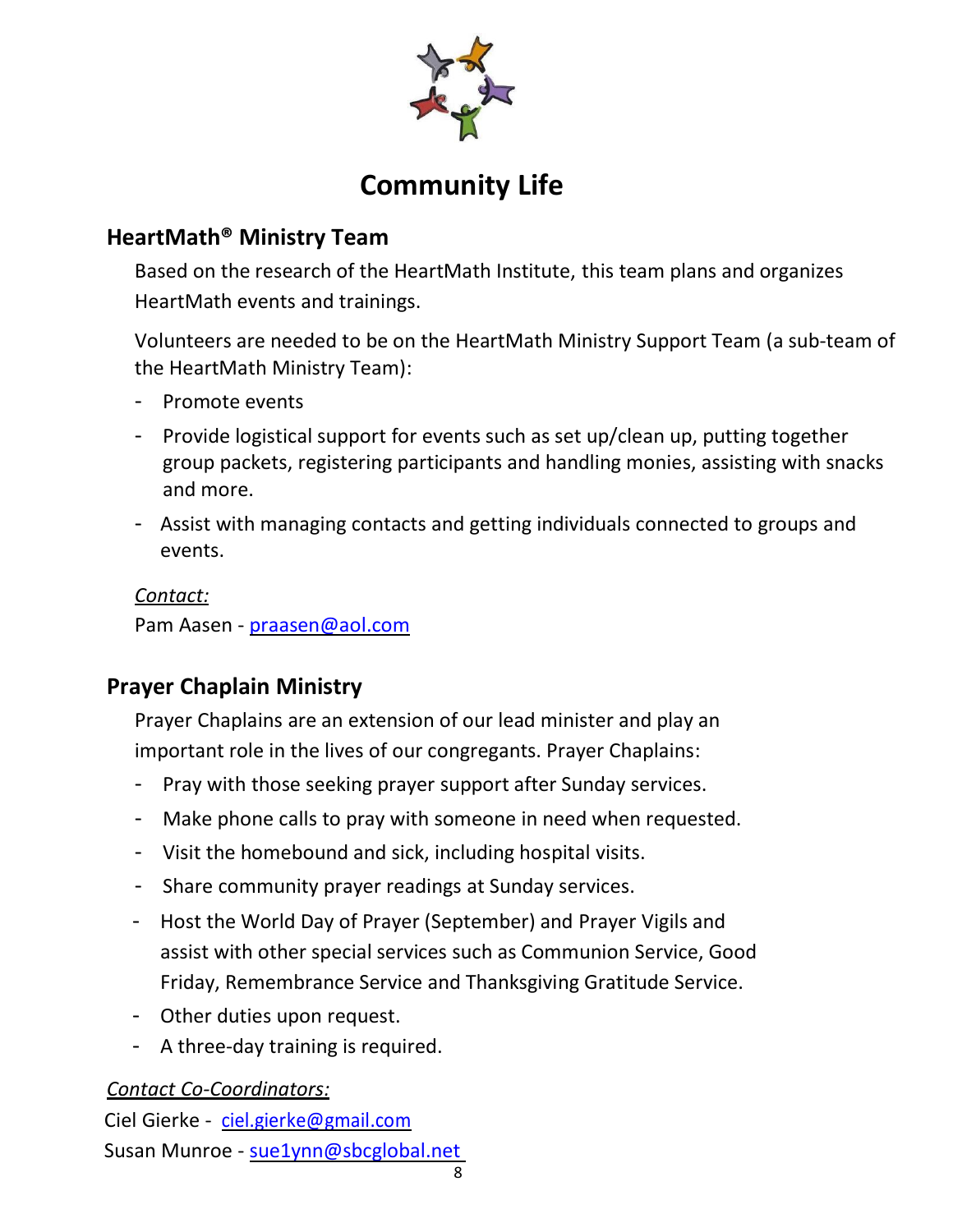# Community Life

## HeartMath® Ministry Team

Based on the research of the HeartMath Institute, this team plans and organizes HeartMath events and trainings.

Volunteers are needed to be on the HeartMath Ministry Support Team (a sub-team of the HeartMath Ministry Team):

- Promote events
- Provide logistical support for events such as set up/clean up, putting together group packets, registering participants and handling monies, assisting with snacks and more.
- Assist with managing contacts and getting individuals connected to groups and events.

*Contact:*
Pam Aasen - praasen@aol.com

## Prayer Chaplain Ministry

Prayer Chaplains are an extension of our lead minister and play an important role in the lives of our congregants. Prayer Chaplains:

- Pray with those seeking prayer support after Sunday services.
- Make phone calls to pray with someone in need when requested.
- Visit the homebound and sick, including hospital visits.
- Share community prayer readings at Sunday services.
- Host the World Day of Prayer (September) and Prayer Vigils and assist with other special services such as Communion Service, Good Friday, Remembrance Service and Thanksgiving Gratitude Service.
- Other duties upon request.
- A three-day training is required.

*Contact Co-Coordinators:*
Ciel Gierke - ciel.gierke@gmail.com
Susan Munroe - sue1ynn@sbcglobal.net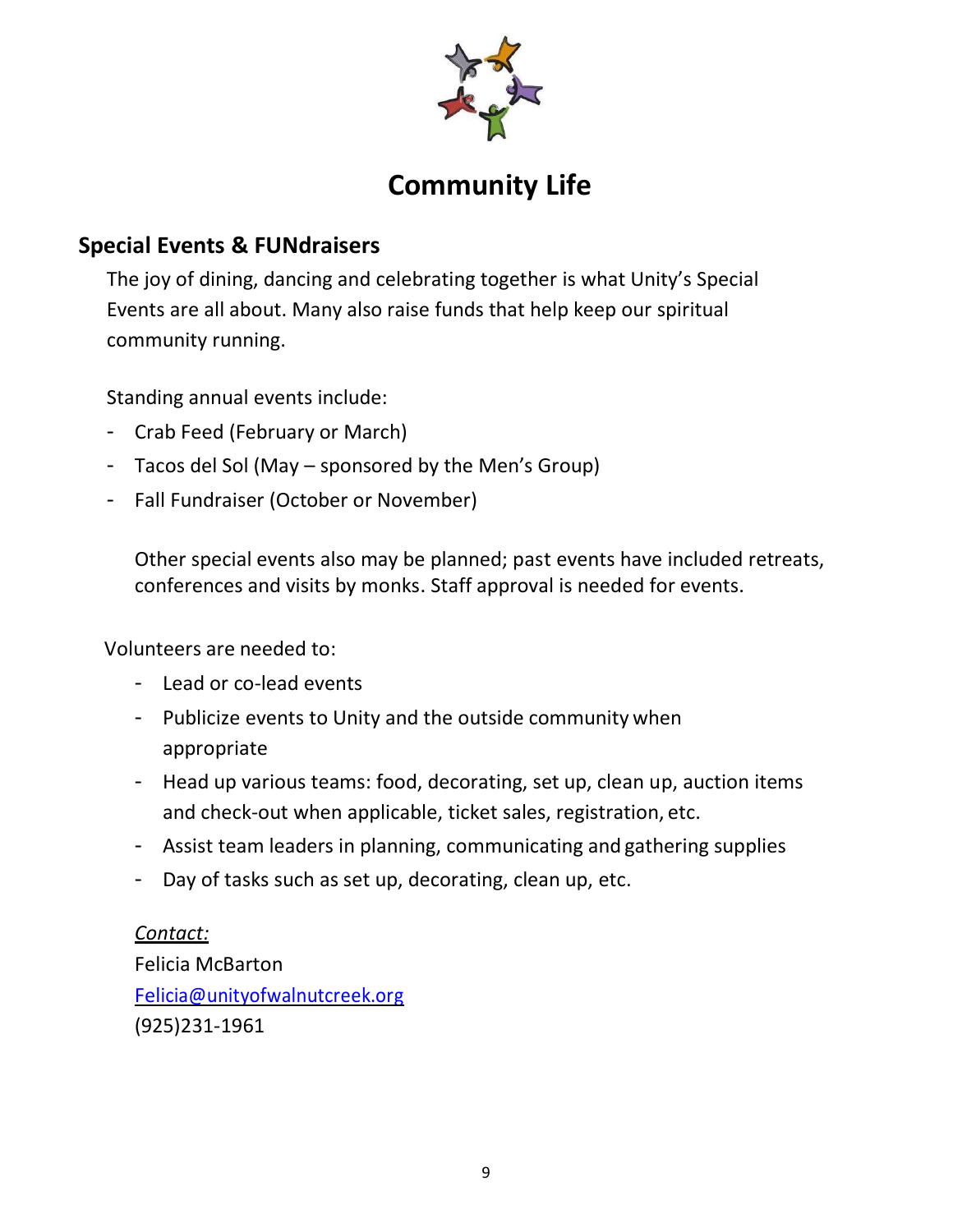# Community Life

## Special Events & FUNdraisers

The joy of dining, dancing and celebrating together is what Unity's Special Events are all about. Many also raise funds that help keep our spiritual community running.

Standing annual events include:

- Crab Feed (February or March)
- Tacos del Sol (May – sponsored by the Men's Group)
- Fall Fundraiser (October or November)

Other special events also may be planned; past events have included retreats, conferences and visits by monks. Staff approval is needed for events.

Volunteers are needed to:

- Lead or co-lead events
- Publicize events to Unity and the outside community when appropriate
- Head up various teams: food, decorating, set up, clean up, auction items and check-out when applicable, ticket sales, registration, etc.
- Assist team leaders in planning, communicating and gathering supplies
- Day of tasks such as set up, decorating, clean up, etc.

*Contact:*
Felicia McBarton
Felicia@unityofwalnutcreek.org
(925)231-1961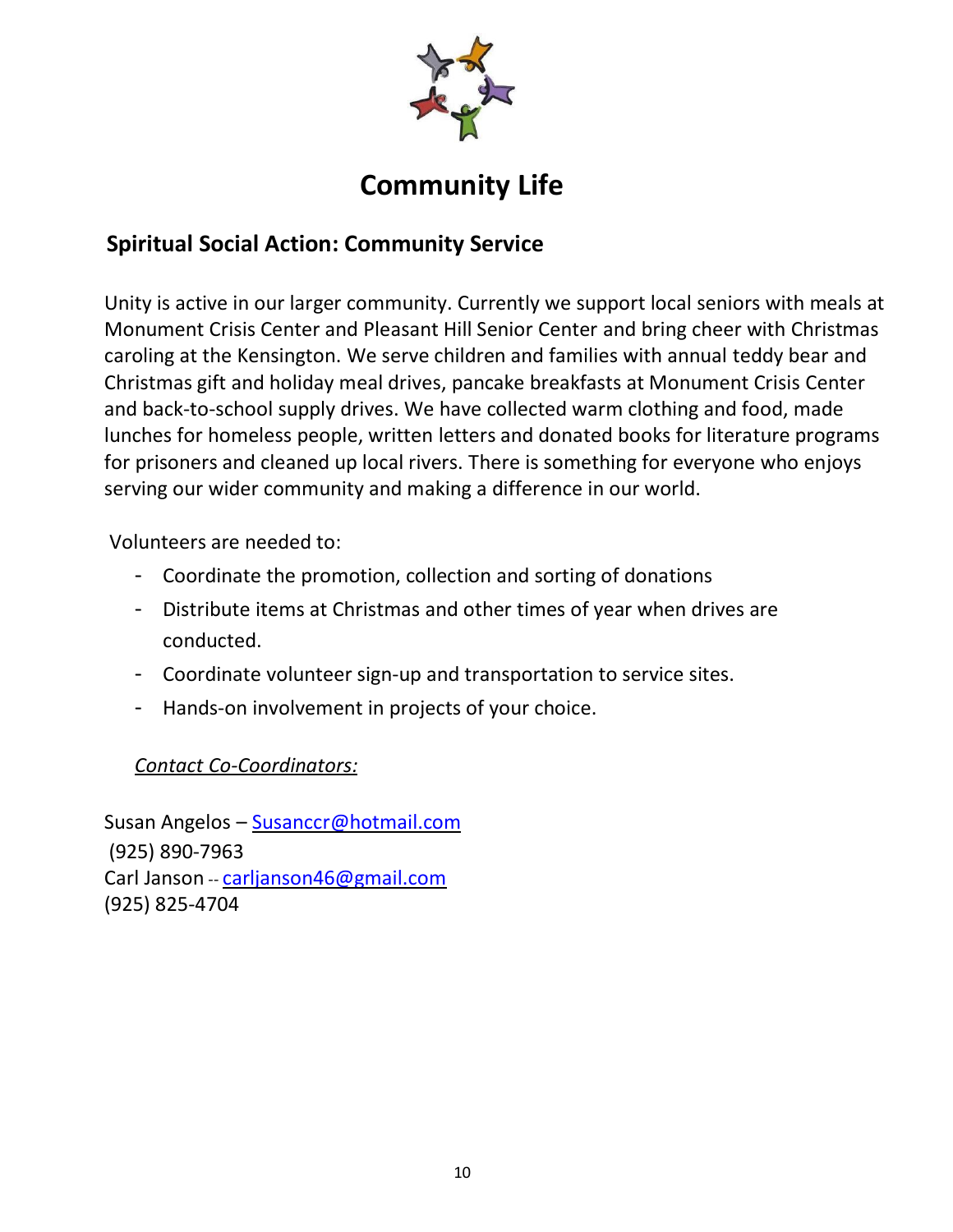# Community Life

## Spiritual Social Action: Community Service

Unity is active in our larger community. Currently we support local seniors with meals at Monument Crisis Center and Pleasant Hill Senior Center and bring cheer with Christmas caroling at the Kensington. We serve children and families with annual teddy bear and Christmas gift and holiday meal drives, pancake breakfasts at Monument Crisis Center and back-to-school supply drives. We have collected warm clothing and food, made lunches for homeless people, written letters and donated books for literature programs for prisoners and cleaned up local rivers. There is something for everyone who enjoys serving our wider community and making a difference in our world.

Volunteers are needed to:

- Coordinate the promotion, collection and sorting of donations
- Distribute items at Christmas and other times of year when drives are conducted.
- Coordinate volunteer sign-up and transportation to service sites.
- Hands-on involvement in projects of your choice.

*Contact Co-Coordinators:*

Susan Angelos – Susanccr@hotmail.com
(925) 890-7963
Carl Janson -- carljanson46@gmail.com
(925) 825-4704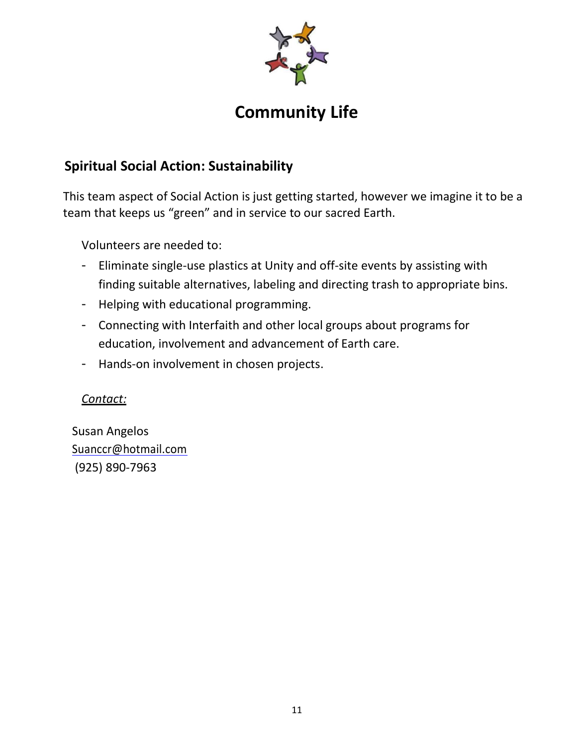# Community Life

## Spiritual Social Action: Sustainability

This team aspect of Social Action is just getting started, however we imagine it to be a team that keeps us "green" and in service to our sacred Earth.

Volunteers are needed to:

- Eliminate single-use plastics at Unity and off-site events by assisting with finding suitable alternatives, labeling and directing trash to appropriate bins.
- Helping with educational programming.
- Connecting with Interfaith and other local groups about programs for education, involvement and advancement of Earth care.
- Hands-on involvement in chosen projects.

*Contact:*

Susan Angelos
Suanccr@hotmail.com
(925) 890-7963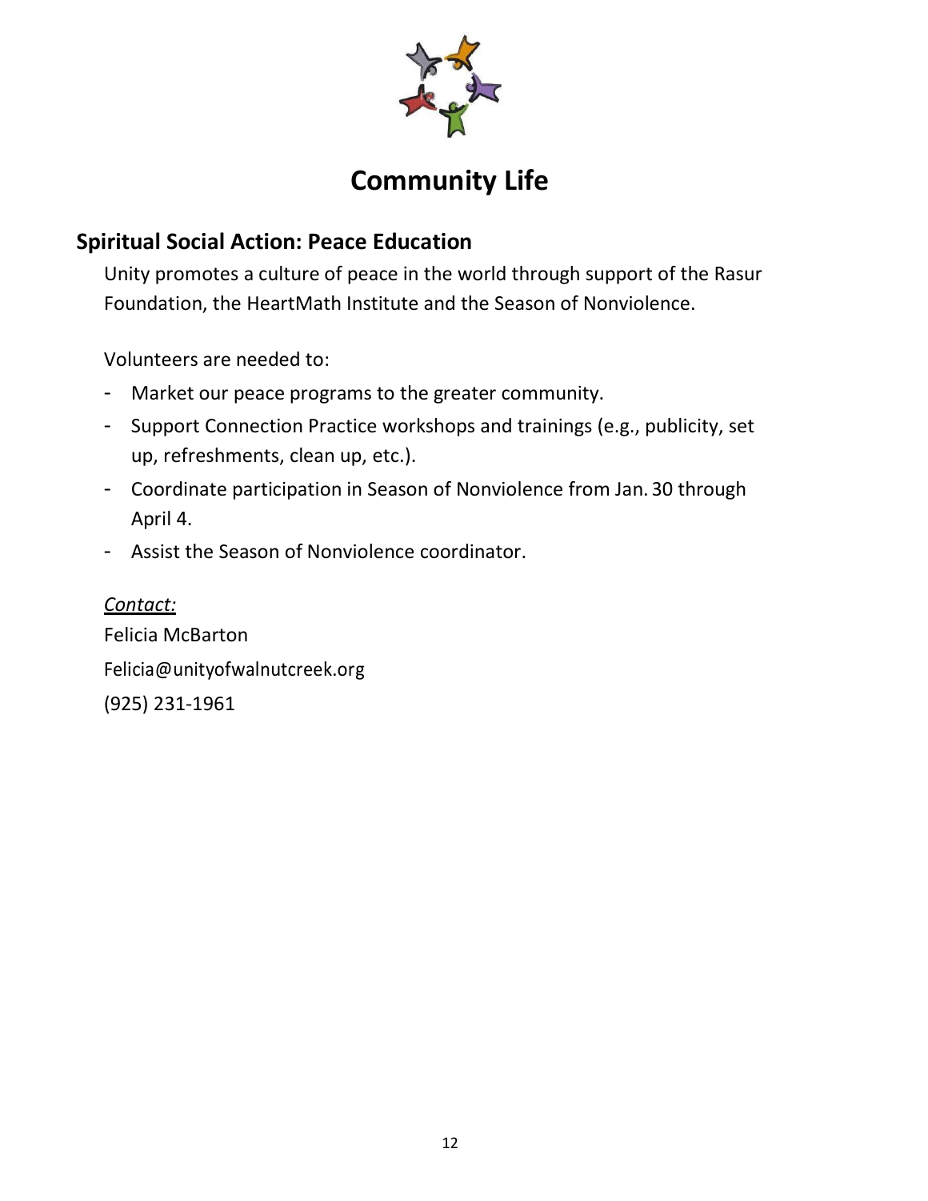# Community Life

## Spiritual Social Action: Peace Education

Unity promotes a culture of peace in the world through support of the Rasur Foundation, the HeartMath Institute and the Season of Nonviolence.

Volunteers are needed to:

- Market our peace programs to the greater community.
- Support Connection Practice workshops and trainings (e.g., publicity, set up, refreshments, clean up, etc.).
- Coordinate participation in Season of Nonviolence from Jan. 30 through April 4.
- Assist the Season of Nonviolence coordinator.

*Contact:*

Felicia McBarton

Felicia@unityofwalnutcreek.org

(925) 231-1961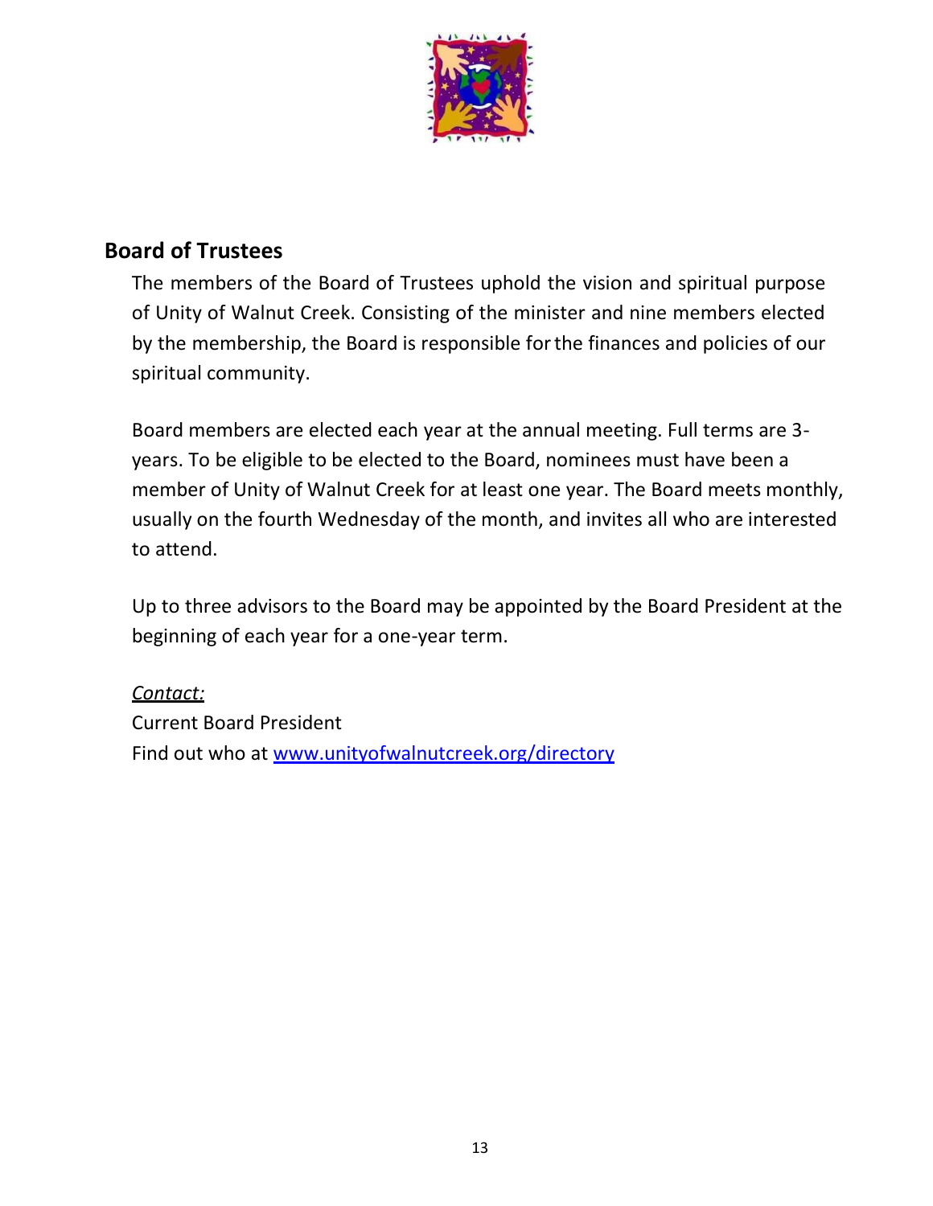## Board of Trustees

The members of the Board of Trustees uphold the vision and spiritual purpose of Unity of Walnut Creek. Consisting of the minister and nine members elected by the membership, the Board is responsible for the finances and policies of our spiritual community.

Board members are elected each year at the annual meeting. Full terms are 3-years. To be eligible to be elected to the Board, nominees must have been a member of Unity of Walnut Creek for at least one year. The Board meets monthly, usually on the fourth Wednesday of the month, and invites all who are interested to attend.

Up to three advisors to the Board may be appointed by the Board President at the beginning of each year for a one-year term.

*Contact:*
Current Board President
Find out who at [www.unityofwalnutcreek.org/directory](http://www.unityofwalnutcreek.org/directory)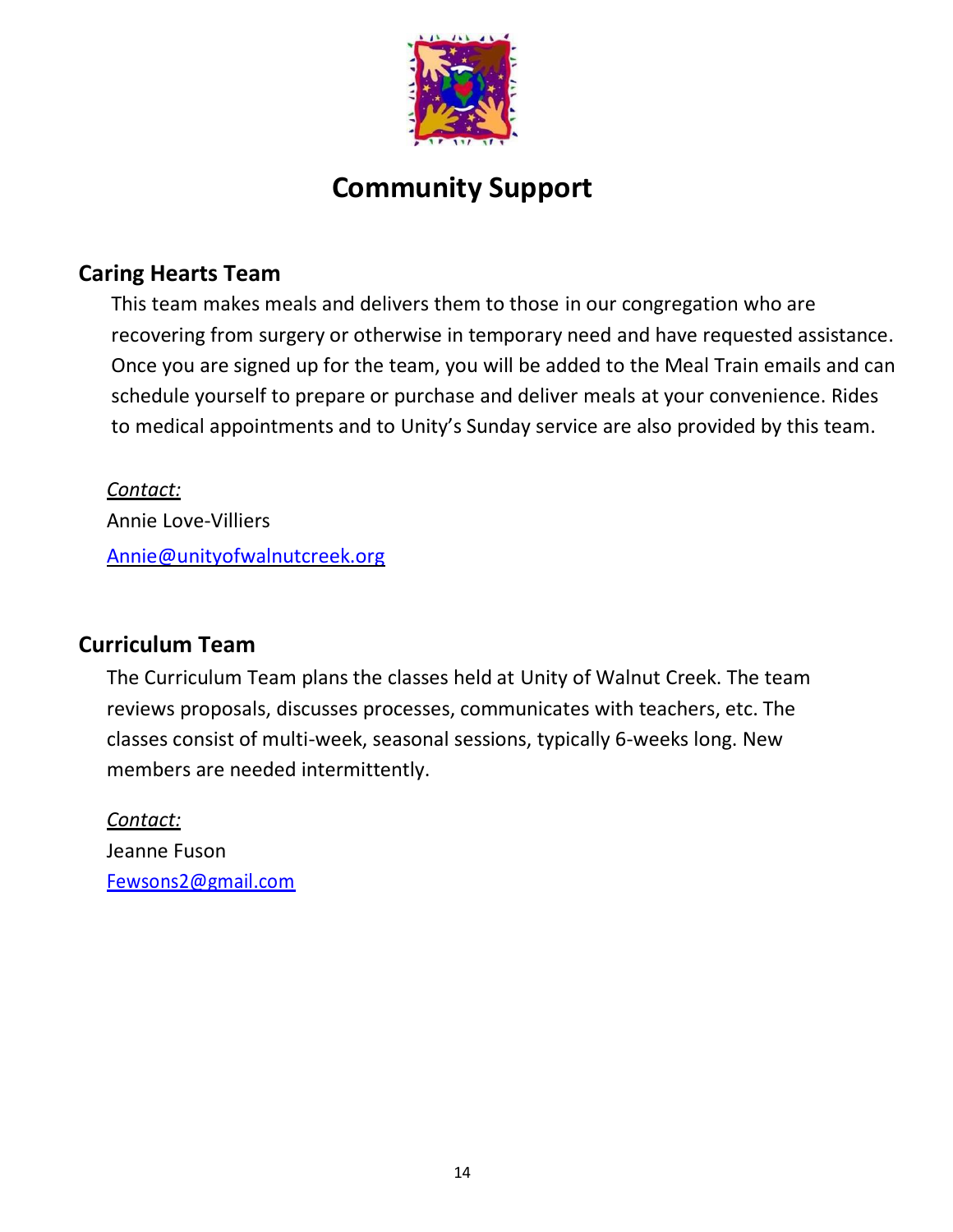# Community Support

## Caring Hearts Team

This team makes meals and delivers them to those in our congregation who are recovering from surgery or otherwise in temporary need and have requested assistance. Once you are signed up for the team, you will be added to the Meal Train emails and can schedule yourself to prepare or purchase and deliver meals at your convenience. Rides to medical appointments and to Unity's Sunday service are also provided by this team.

*Contact:*
Annie Love-Villiers
Annie@unityofwalnutcreek.org

## Curriculum Team

The Curriculum Team plans the classes held at Unity of Walnut Creek. The team reviews proposals, discusses processes, communicates with teachers, etc. The classes consist of multi-week, seasonal sessions, typically 6-weeks long. New members are needed intermittently.

*Contact:*
Jeanne Fuson
Fewsons2@gmail.com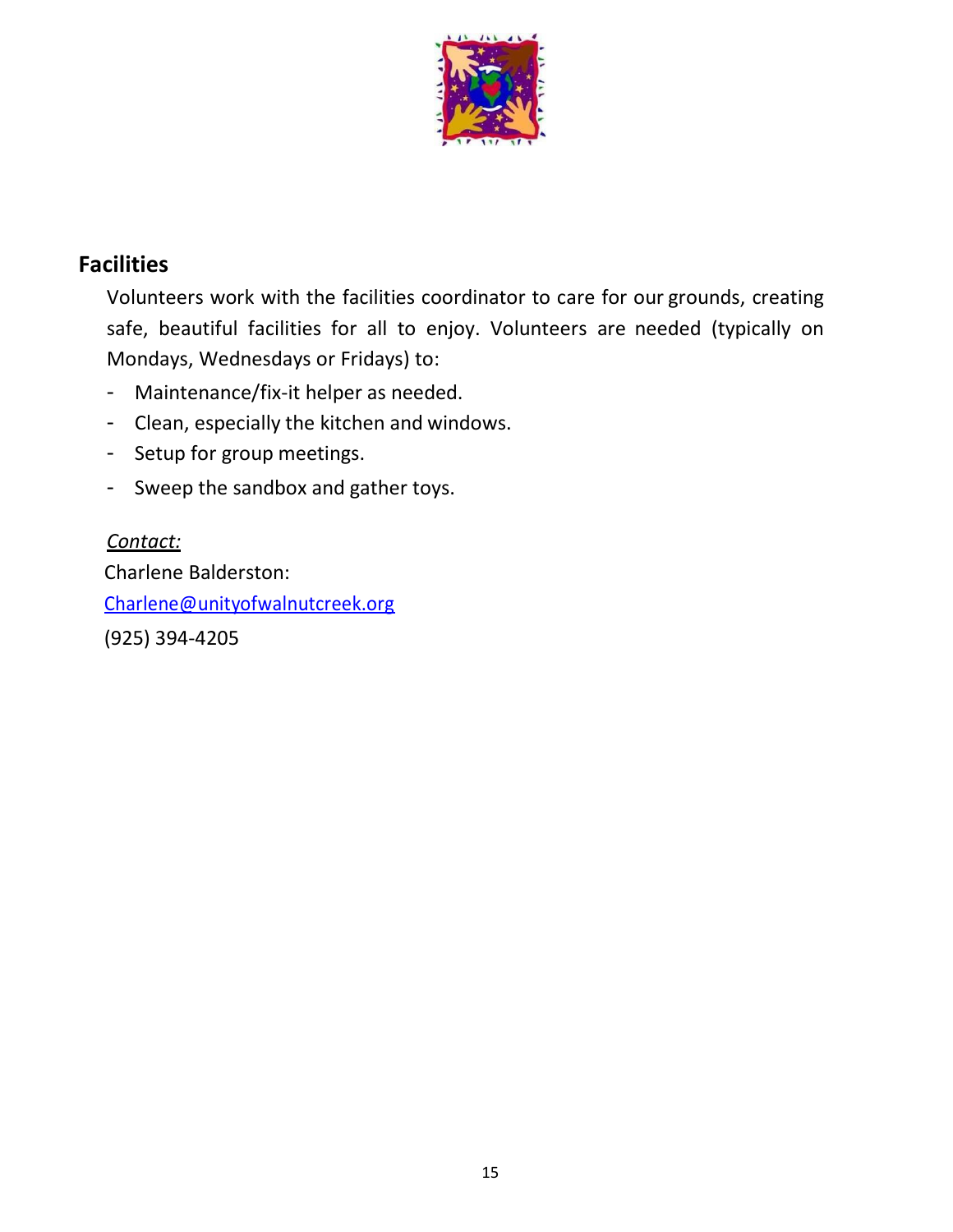## Facilities

Volunteers work with the facilities coordinator to care for our grounds, creating safe, beautiful facilities for all to enjoy. Volunteers are needed (typically on Mondays, Wednesdays or Fridays) to:

- Maintenance/fix-it helper as needed.
- Clean, especially the kitchen and windows.
- Setup for group meetings.
- Sweep the sandbox and gather toys.

*Contact:*

Charlene Balderston:

Charlene@unityofwalnutcreek.org

(925) 394-4205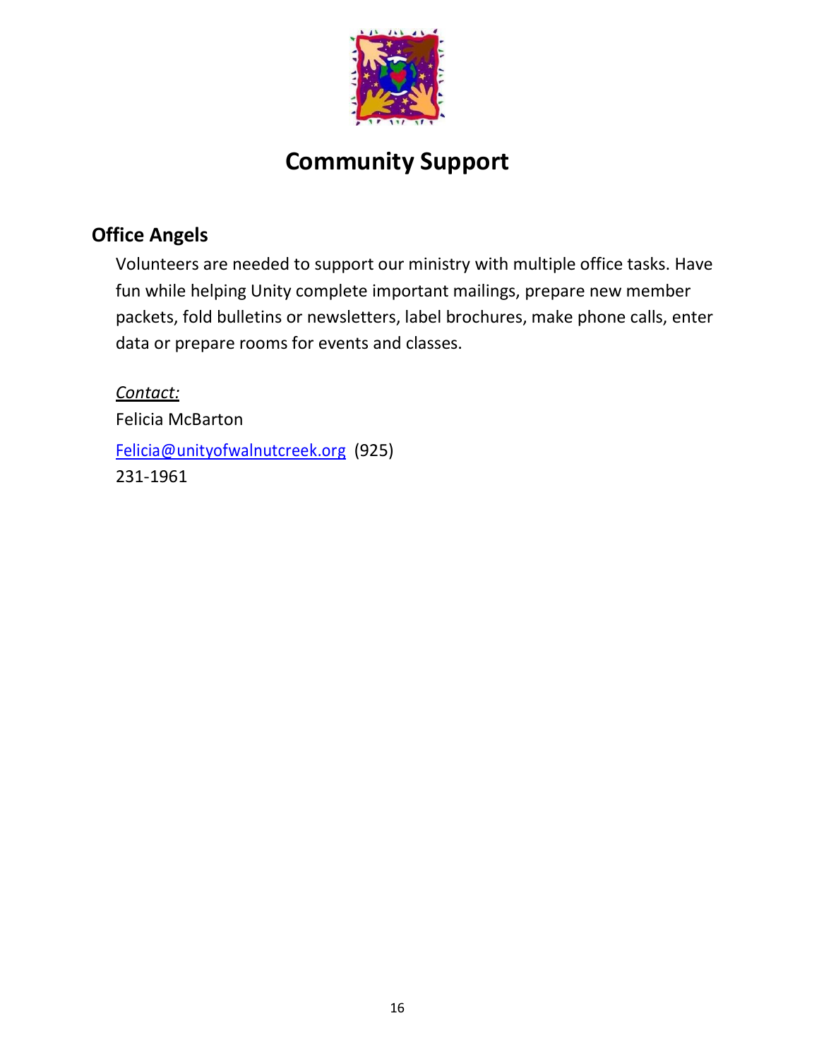# Community Support

## Office Angels

Volunteers are needed to support our ministry with multiple office tasks. Have fun while helping Unity complete important mailings, prepare new member packets, fold bulletins or newsletters, label brochures, make phone calls, enter data or prepare rooms for events and classes.

*Contact:*

Felicia McBarton

Felicia@unityofwalnutcreek.org (925) 231-1961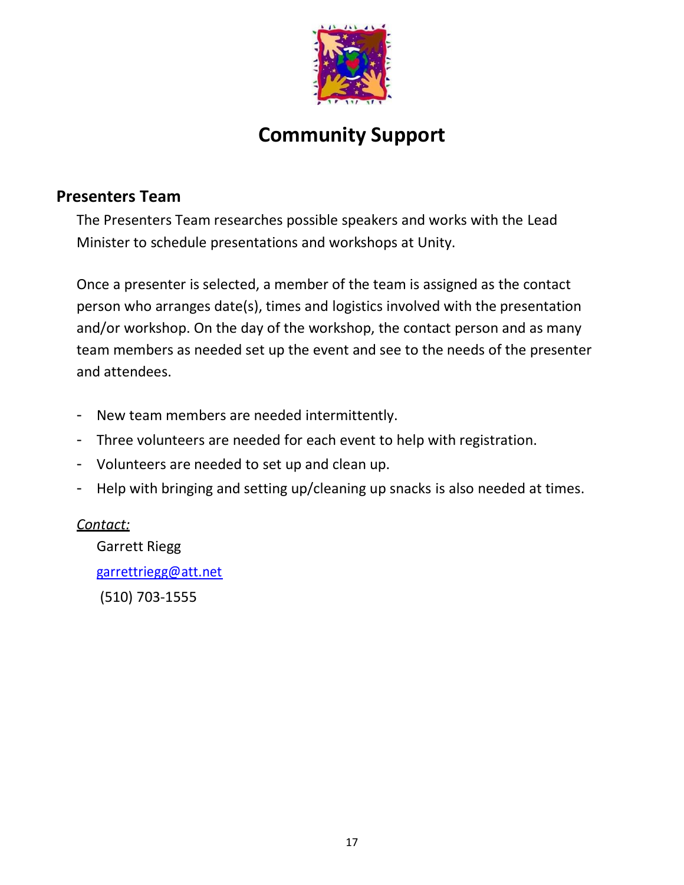# Community Support

## Presenters Team

The Presenters Team researches possible speakers and works with the Lead Minister to schedule presentations and workshops at Unity.

Once a presenter is selected, a member of the team is assigned as the contact person who arranges date(s), times and logistics involved with the presentation and/or workshop. On the day of the workshop, the contact person and as many team members as needed set up the event and see to the needs of the presenter and attendees.

- New team members are needed intermittently.
- Three volunteers are needed for each event to help with registration.
- Volunteers are needed to set up and clean up.
- Help with bringing and setting up/cleaning up snacks is also needed at times.

*Contact:*

Garrett Riegg
garrettriegg@att.net
(510) 703-1555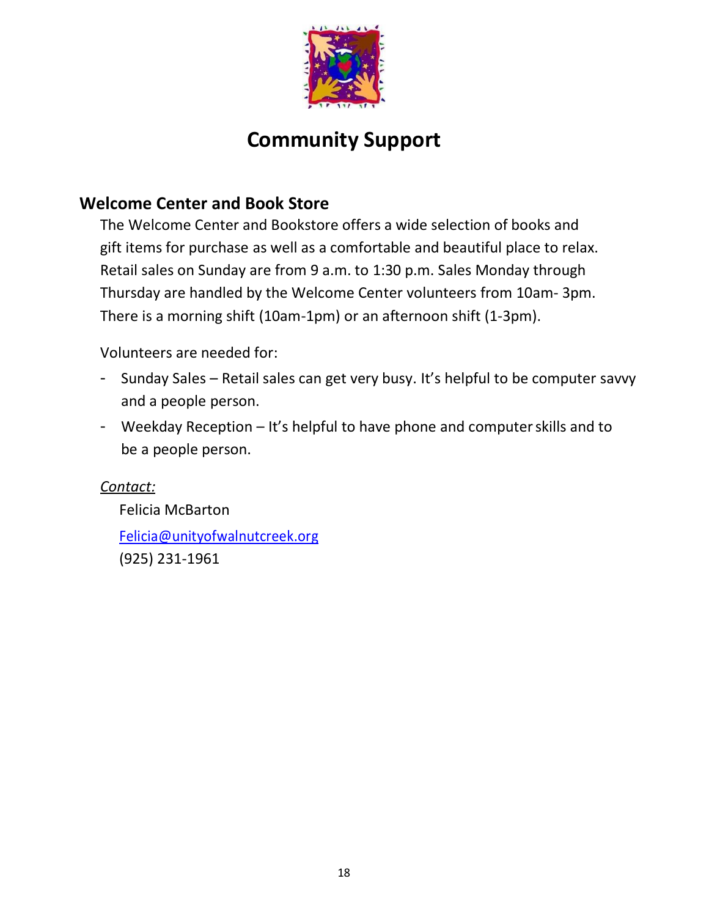# Community Support

## Welcome Center and Book Store

The Welcome Center and Bookstore offers a wide selection of books and gift items for purchase as well as a comfortable and beautiful place to relax. Retail sales on Sunday are from 9 a.m. to 1:30 p.m. Sales Monday through Thursday are handled by the Welcome Center volunteers from 10am- 3pm. There is a morning shift (10am-1pm) or an afternoon shift (1-3pm).

Volunteers are needed for:

- Sunday Sales – Retail sales can get very busy. It's helpful to be computer savvy and a people person.
- Weekday Reception – It's helpful to have phone and computer skills and to be a people person.

*Contact:*

Felicia McBarton
Felicia@unityofwalnutcreek.org
(925) 231-1961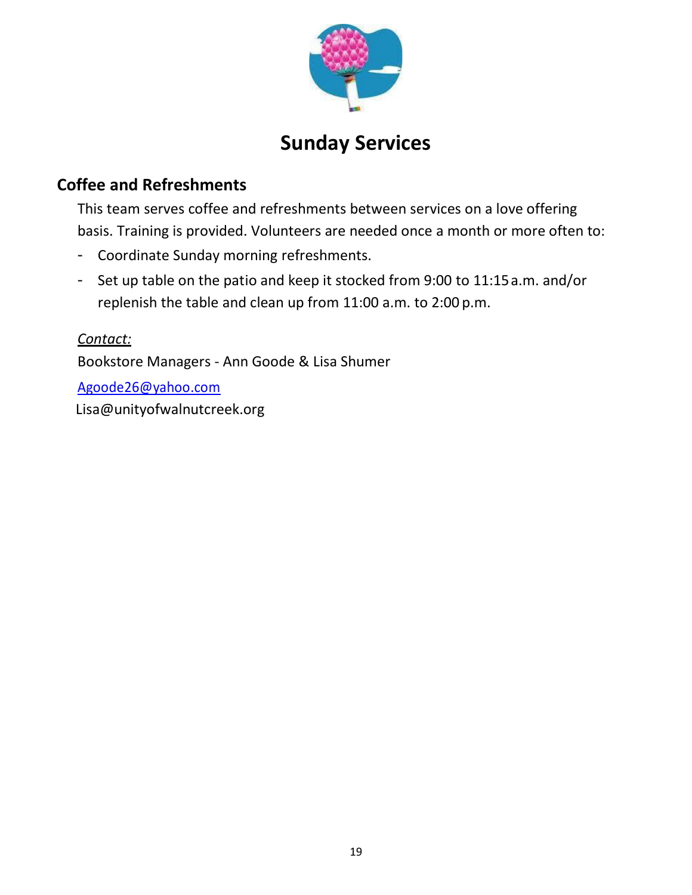# Sunday Services

## Coffee and Refreshments

This team serves coffee and refreshments between services on a love offering basis. Training is provided. Volunteers are needed once a month or more often to:

- Coordinate Sunday morning refreshments.
- Set up table on the patio and keep it stocked from 9:00 to 11:15 a.m. and/or replenish the table and clean up from 11:00 a.m. to 2:00 p.m.

*Contact:*

Bookstore Managers - Ann Goode & Lisa Shumer

Agoode26@yahoo.com

Lisa@unityofwalnutcreek.org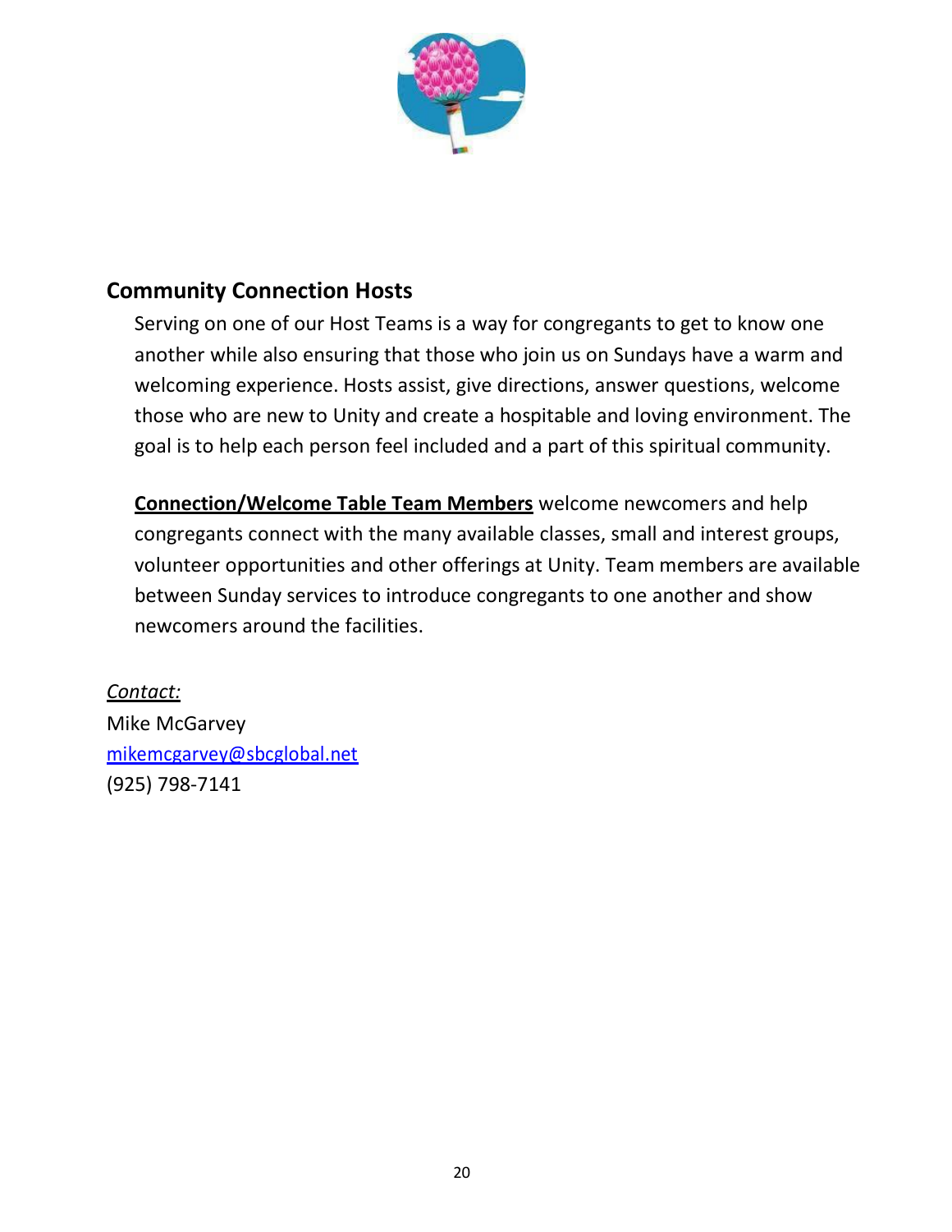## Community Connection Hosts

Serving on one of our Host Teams is a way for congregants to get to know one another while also ensuring that those who join us on Sundays have a warm and welcoming experience. Hosts assist, give directions, answer questions, welcome those who are new to Unity and create a hospitable and loving environment. The goal is to help each person feel included and a part of this spiritual community.

**Connection/Welcome Table Team Members** welcome newcomers and help congregants connect with the many available classes, small and interest groups, volunteer opportunities and other offerings at Unity. Team members are available between Sunday services to introduce congregants to one another and show newcomers around the facilities.

*Contact:*
Mike McGarvey
mikemcgarvey@sbcglobal.net
(925) 798-7141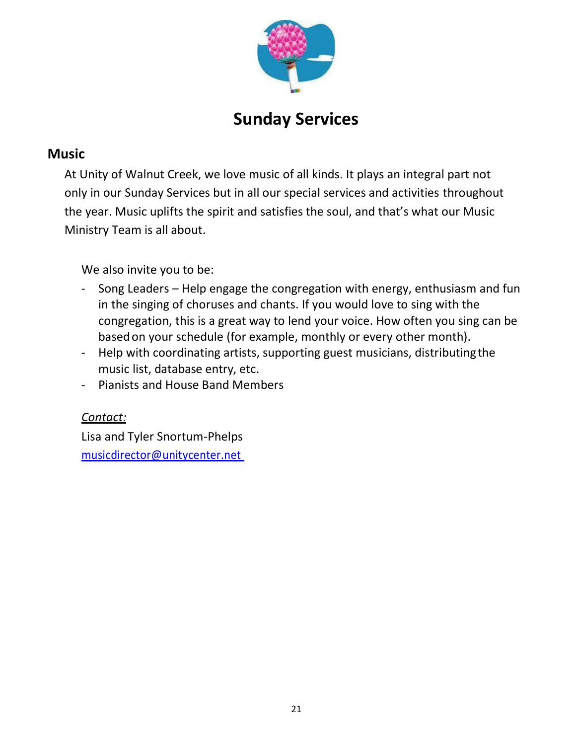# Sunday Services

## Music

At Unity of Walnut Creek, we love music of all kinds. It plays an integral part not only in our Sunday Services but in all our special services and activities throughout the year. Music uplifts the spirit and satisfies the soul, and that's what our Music Ministry Team is all about.

We also invite you to be:

- Song Leaders – Help engage the congregation with energy, enthusiasm and fun in the singing of choruses and chants. If you would love to sing with the congregation, this is a great way to lend your voice. How often you sing can be based on your schedule (for example, monthly or every other month).
- Help with coordinating artists, supporting guest musicians, distributing the music list, database entry, etc.
- Pianists and House Band Members

*Contact:*

Lisa and Tyler Snortum-Phelps

musicdirector@unitycenter.net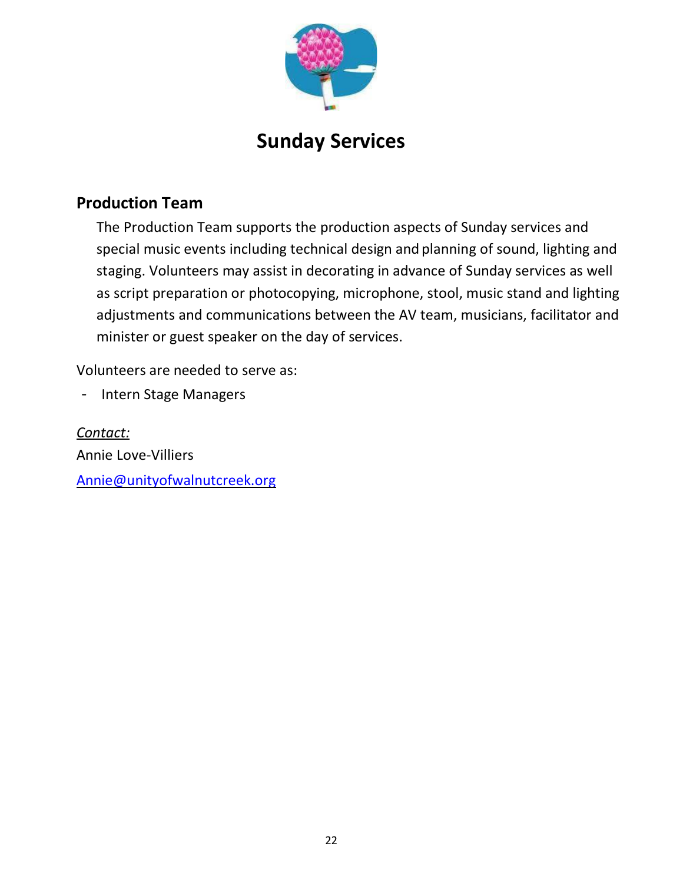# Sunday Services

## Production Team

The Production Team supports the production aspects of Sunday services and special music events including technical design and planning of sound, lighting and staging. Volunteers may assist in decorating in advance of Sunday services as well as script preparation or photocopying, microphone, stool, music stand and lighting adjustments and communications between the AV team, musicians, facilitator and minister or guest speaker on the day of services.

Volunteers are needed to serve as:

- Intern Stage Managers

*Contact:*

Annie Love-Villiers

Annie@unityofwalnutcreek.org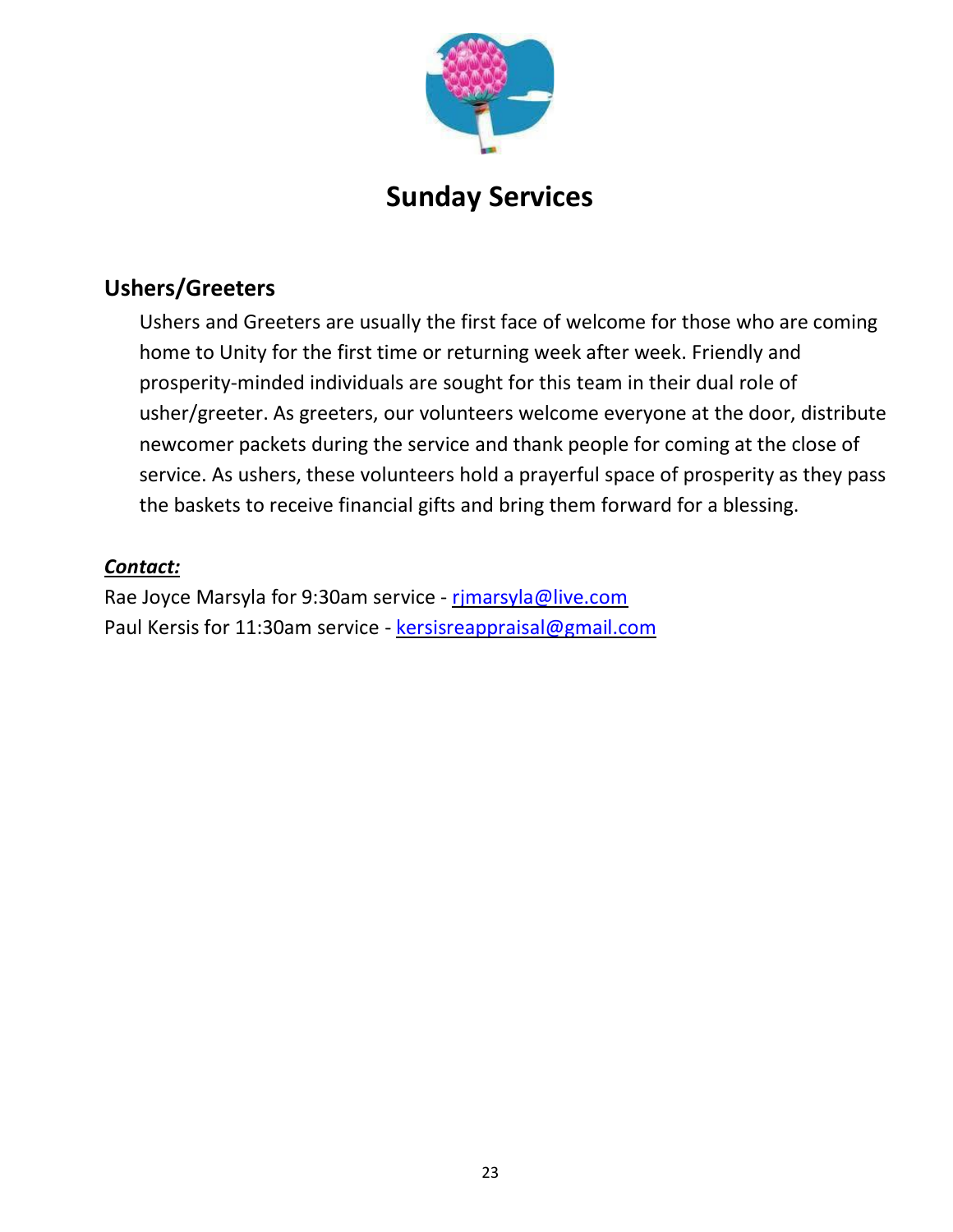# Sunday Services

## Ushers/Greeters

Ushers and Greeters are usually the first face of welcome for those who are coming home to Unity for the first time or returning week after week. Friendly and prosperity-minded individuals are sought for this team in their dual role of usher/greeter. As greeters, our volunteers welcome everyone at the door, distribute newcomer packets during the service and thank people for coming at the close of service. As ushers, these volunteers hold a prayerful space of prosperity as they pass the baskets to receive financial gifts and bring them forward for a blessing.

***Contact:***

Rae Joyce Marsyla for 9:30am service - rjmarsyla@live.com
Paul Kersis for 11:30am service - kersisreappraisal@gmail.com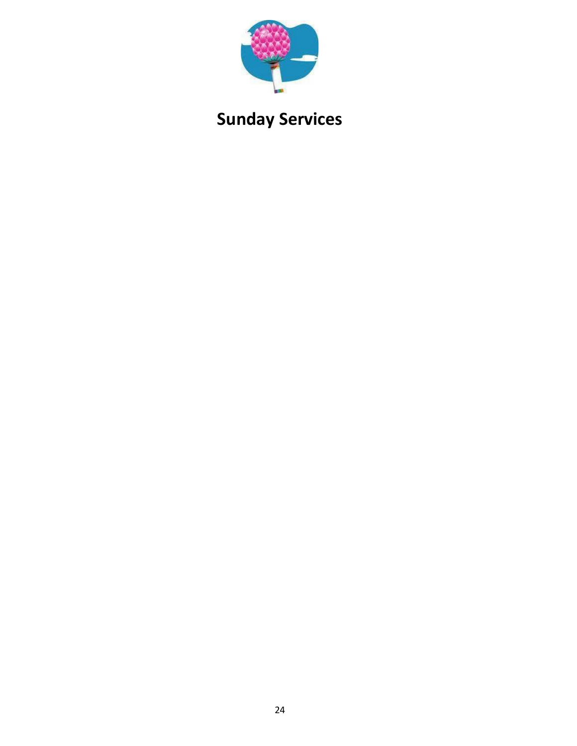# Sunday Services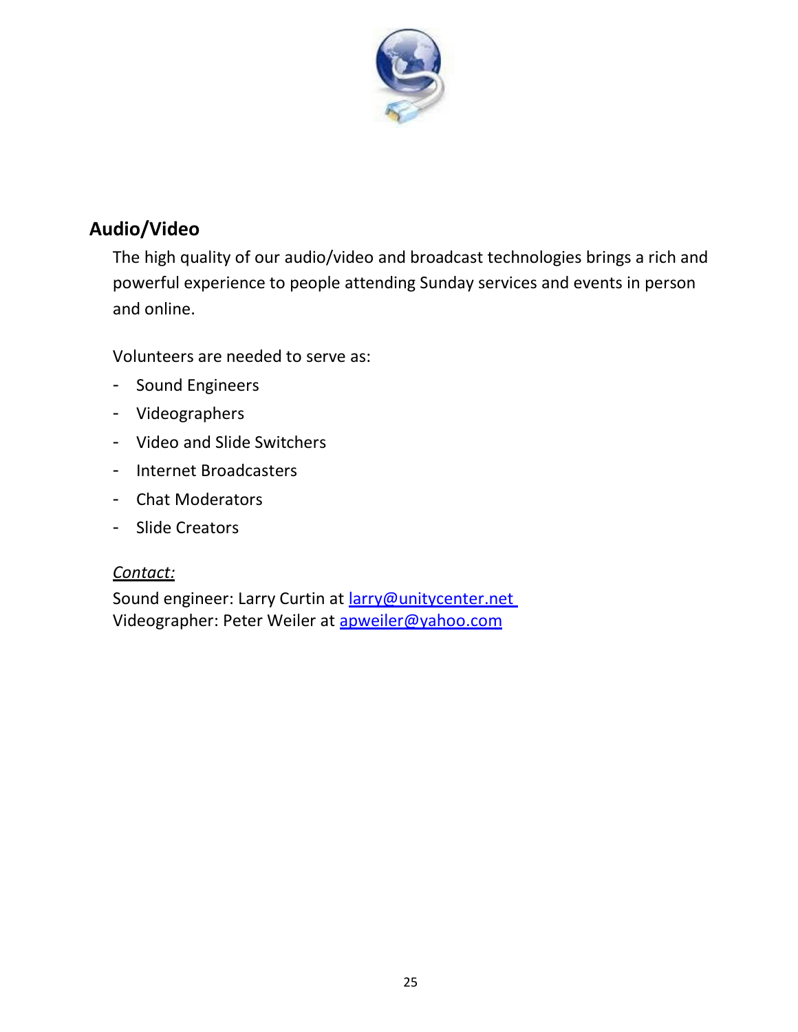## Audio/Video

The high quality of our audio/video and broadcast technologies brings a rich and powerful experience to people attending Sunday services and events in person and online.

Volunteers are needed to serve as:

- Sound Engineers
- Videographers
- Video and Slide Switchers
- Internet Broadcasters
- Chat Moderators
- Slide Creators

*Contact:*

Sound engineer: Larry Curtin at larry@unitycenter.net
Videographer: Peter Weiler at apweiler@yahoo.com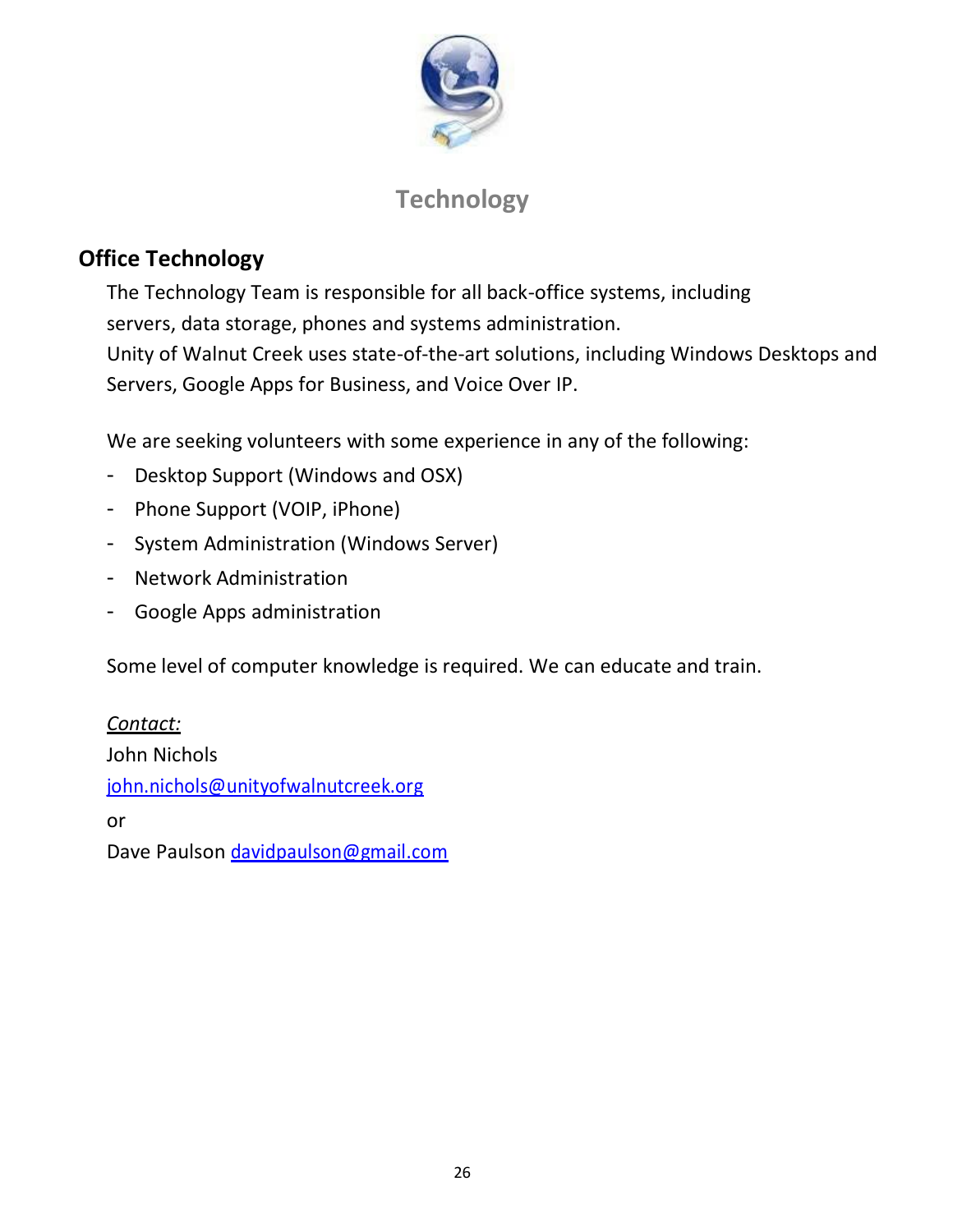# Technology

## Office Technology

The Technology Team is responsible for all back-office systems, including servers, data storage, phones and systems administration.
Unity of Walnut Creek uses state-of-the-art solutions, including Windows Desktops and Servers, Google Apps for Business, and Voice Over IP.

We are seeking volunteers with some experience in any of the following:

- Desktop Support (Windows and OSX)
- Phone Support (VOIP, iPhone)
- System Administration (Windows Server)
- Network Administration
- Google Apps administration

Some level of computer knowledge is required. We can educate and train.

*Contact:*
John Nichols
john.nichols@unityofwalnutcreek.org
or
Dave Paulson davidpaulson@gmail.com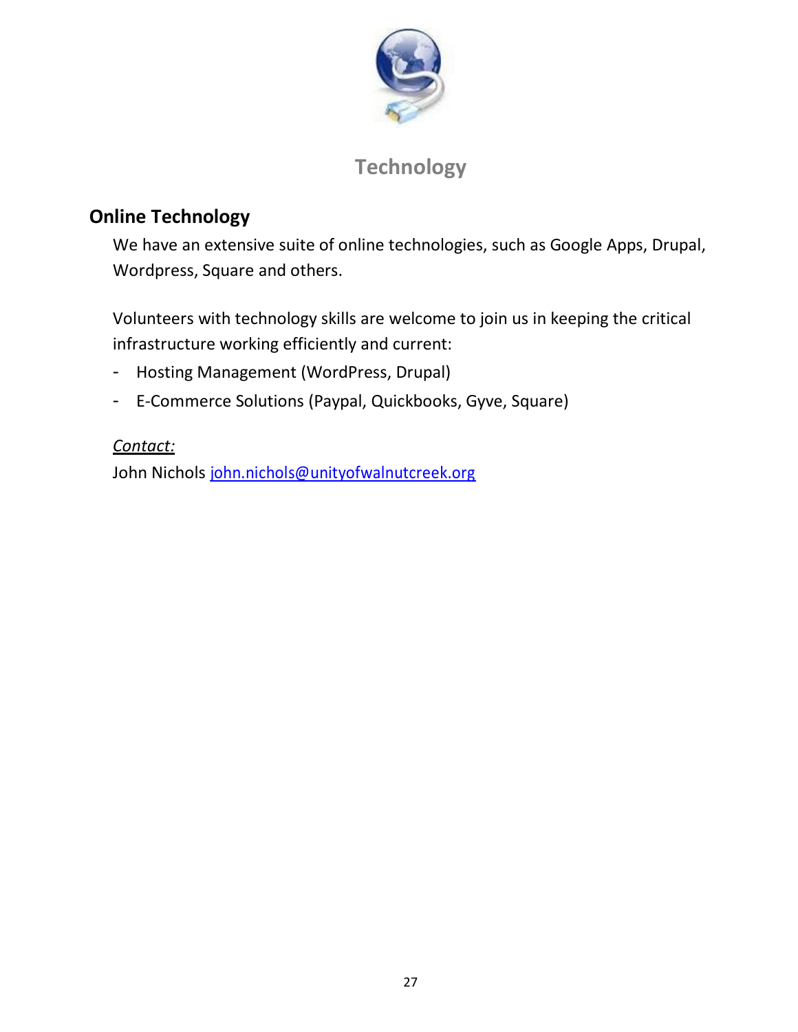# Technology

## Online Technology

We have an extensive suite of online technologies, such as Google Apps, Drupal, Wordpress, Square and others.

Volunteers with technology skills are welcome to join us in keeping the critical infrastructure working efficiently and current:

- Hosting Management (WordPress, Drupal)
- E-Commerce Solutions (Paypal, Quickbooks, Gyve, Square)

*Contact:*

John Nichols john.nichols@unityofwalnutcreek.org